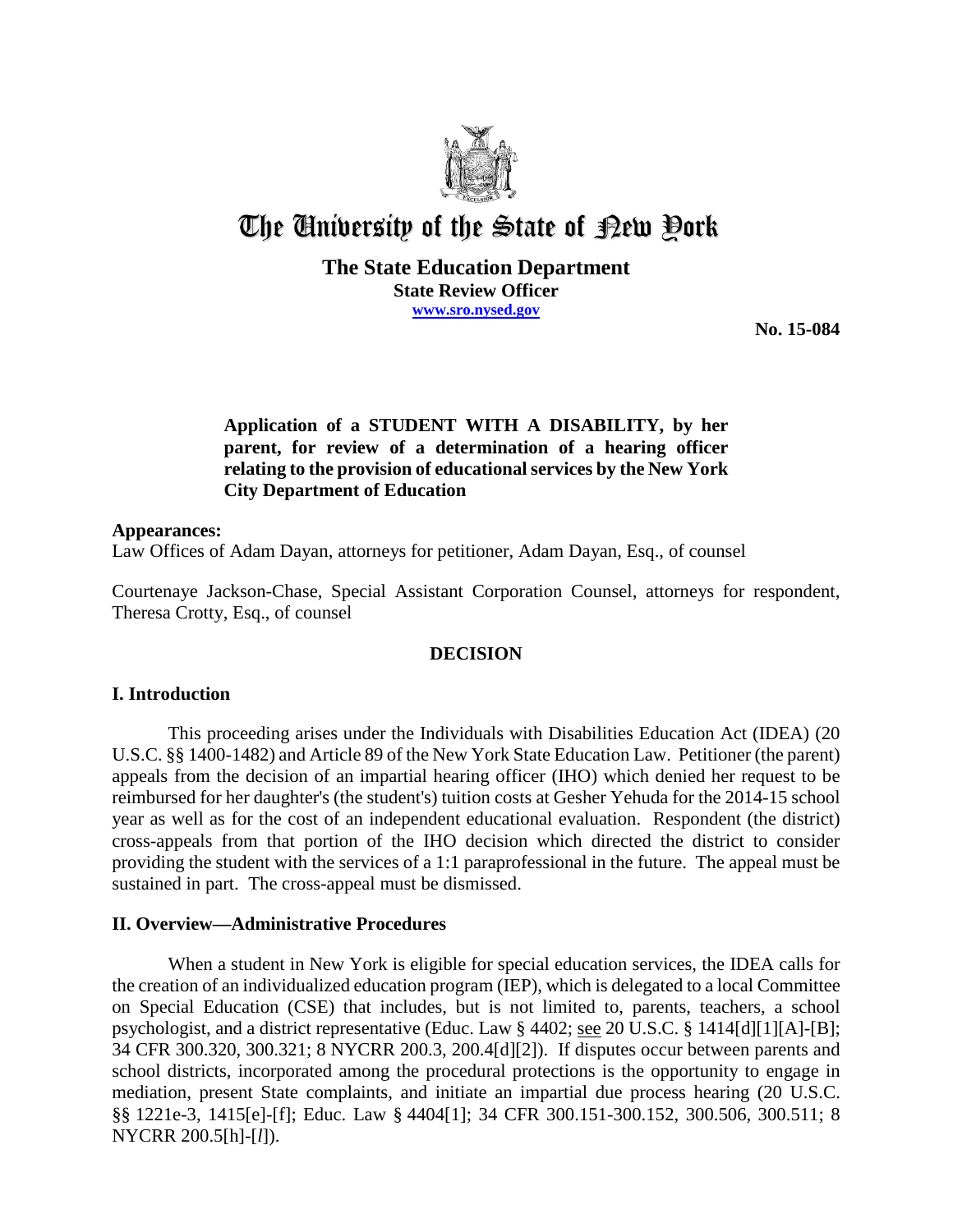# The University of the State of New York

**The State Education Department**
**State Review Officer**
**www.sro.nysed.gov**

**No. 15-084**

**Application of a STUDENT WITH A DISABILITY, by her parent, for review of a determination of a hearing officer relating to the provision of educational services by the New York City Department of Education**

**Appearances:**
Law Offices of Adam Dayan, attorneys for petitioner, Adam Dayan, Esq., of counsel

Courtenaye Jackson-Chase, Special Assistant Corporation Counsel, attorneys for respondent, Theresa Crotty, Esq., of counsel

## DECISION

## I. Introduction

This proceeding arises under the Individuals with Disabilities Education Act (IDEA) (20 U.S.C. §§ 1400-1482) and Article 89 of the New York State Education Law. Petitioner (the parent) appeals from the decision of an impartial hearing officer (IHO) which denied her request to be reimbursed for her daughter's (the student's) tuition costs at Gesher Yehuda for the 2014-15 school year as well as for the cost of an independent educational evaluation. Respondent (the district) cross-appeals from that portion of the IHO decision which directed the district to consider providing the student with the services of a 1:1 paraprofessional in the future. The appeal must be sustained in part. The cross-appeal must be dismissed.

## II. Overview—Administrative Procedures

When a student in New York is eligible for special education services, the IDEA calls for the creation of an individualized education program (IEP), which is delegated to a local Committee on Special Education (CSE) that includes, but is not limited to, parents, teachers, a school psychologist, and a district representative (Educ. Law § 4402; see 20 U.S.C. § 1414[d][1][A]-[B]; 34 CFR 300.320, 300.321; 8 NYCRR 200.3, 200.4[d][2]). If disputes occur between parents and school districts, incorporated among the procedural protections is the opportunity to engage in mediation, present State complaints, and initiate an impartial due process hearing (20 U.S.C. §§ 1221e-3, 1415[e]-[f]; Educ. Law § 4404[1]; 34 CFR 300.151-300.152, 300.506, 300.511; 8 NYCRR 200.5[h]-[*l*]).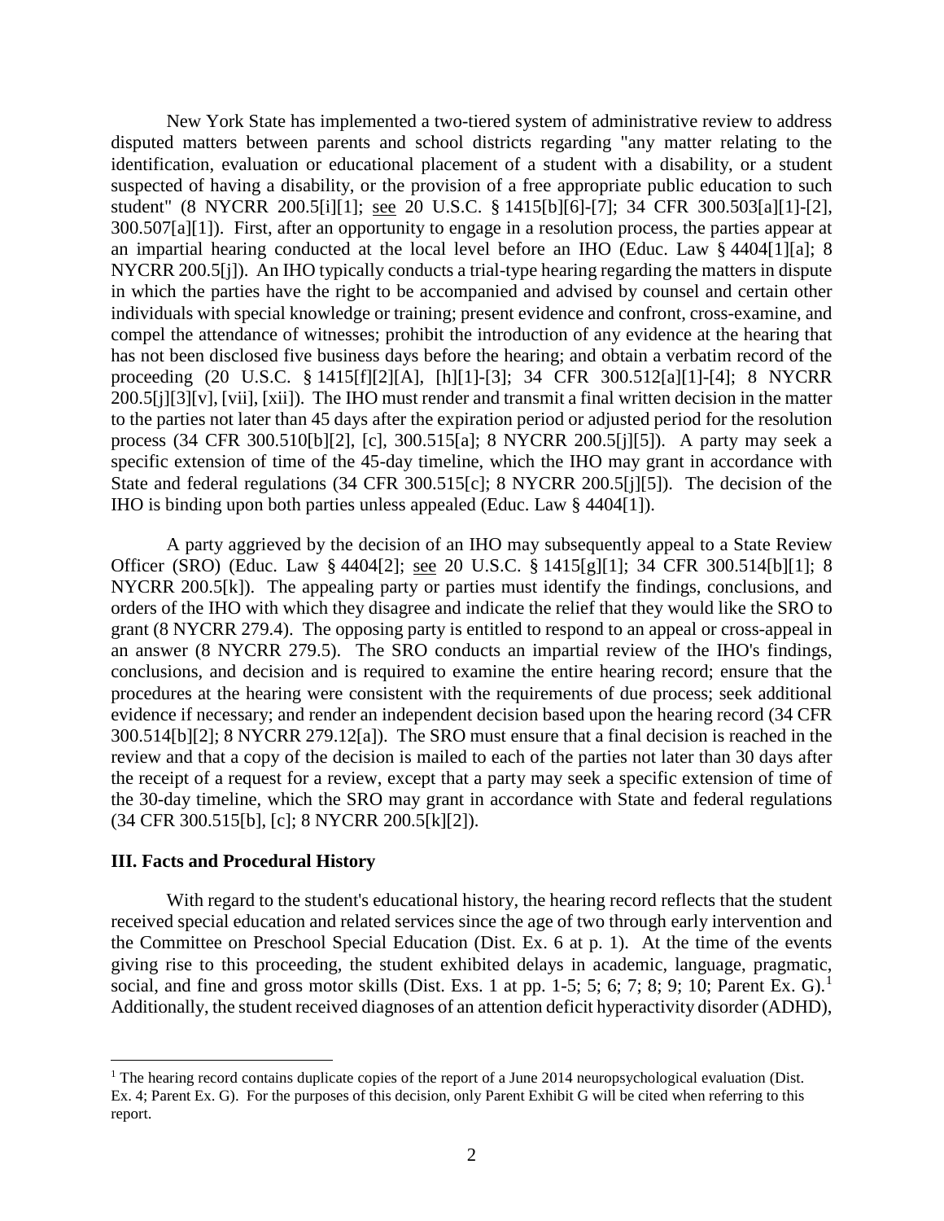New York State has implemented a two-tiered system of administrative review to address disputed matters between parents and school districts regarding "any matter relating to the identification, evaluation or educational placement of a student with a disability, or a student suspected of having a disability, or the provision of a free appropriate public education to such student" (8 NYCRR 200.5[i][1]; see 20 U.S.C. § 1415[b][6]-[7]; 34 CFR 300.503[a][1]-[2], 300.507[a][1]). First, after an opportunity to engage in a resolution process, the parties appear at an impartial hearing conducted at the local level before an IHO (Educ. Law § 4404[1][a]; 8 NYCRR 200.5[j]). An IHO typically conducts a trial-type hearing regarding the matters in dispute in which the parties have the right to be accompanied and advised by counsel and certain other individuals with special knowledge or training; present evidence and confront, cross-examine, and compel the attendance of witnesses; prohibit the introduction of any evidence at the hearing that has not been disclosed five business days before the hearing; and obtain a verbatim record of the proceeding (20 U.S.C. § 1415[f][2][A], [h][1]-[3]; 34 CFR 300.512[a][1]-[4]; 8 NYCRR 200.5[j][3][v], [vii], [xii]). The IHO must render and transmit a final written decision in the matter to the parties not later than 45 days after the expiration period or adjusted period for the resolution process (34 CFR 300.510[b][2], [c], 300.515[a]; 8 NYCRR 200.5[j][5]). A party may seek a specific extension of time of the 45-day timeline, which the IHO may grant in accordance with State and federal regulations (34 CFR 300.515[c]; 8 NYCRR 200.5[j][5]). The decision of the IHO is binding upon both parties unless appealed (Educ. Law § 4404[1]).

A party aggrieved by the decision of an IHO may subsequently appeal to a State Review Officer (SRO) (Educ. Law § 4404[2]; see 20 U.S.C. § 1415[g][1]; 34 CFR 300.514[b][1]; 8 NYCRR 200.5[k]). The appealing party or parties must identify the findings, conclusions, and orders of the IHO with which they disagree and indicate the relief that they would like the SRO to grant (8 NYCRR 279.4). The opposing party is entitled to respond to an appeal or cross-appeal in an answer (8 NYCRR 279.5). The SRO conducts an impartial review of the IHO's findings, conclusions, and decision and is required to examine the entire hearing record; ensure that the procedures at the hearing were consistent with the requirements of due process; seek additional evidence if necessary; and render an independent decision based upon the hearing record (34 CFR 300.514[b][2]; 8 NYCRR 279.12[a]). The SRO must ensure that a final decision is reached in the review and that a copy of the decision is mailed to each of the parties not later than 30 days after the receipt of a request for a review, except that a party may seek a specific extension of time of the 30-day timeline, which the SRO may grant in accordance with State and federal regulations (34 CFR 300.515[b], [c]; 8 NYCRR 200.5[k][2]).

## III. Facts and Procedural History

With regard to the student's educational history, the hearing record reflects that the student received special education and related services since the age of two through early intervention and the Committee on Preschool Special Education (Dist. Ex. 6 at p. 1). At the time of the events giving rise to this proceeding, the student exhibited delays in academic, language, pragmatic, social, and fine and gross motor skills (Dist. Exs. 1 at pp. 1-5; 5; 6; 7; 8; 9; 10; Parent Ex. G).[1] Additionally, the student received diagnoses of an attention deficit hyperactivity disorder (ADHD),

[1] The hearing record contains duplicate copies of the report of a June 2014 neuropsychological evaluation (Dist. Ex. 4; Parent Ex. G). For the purposes of this decision, only Parent Exhibit G will be cited when referring to this report.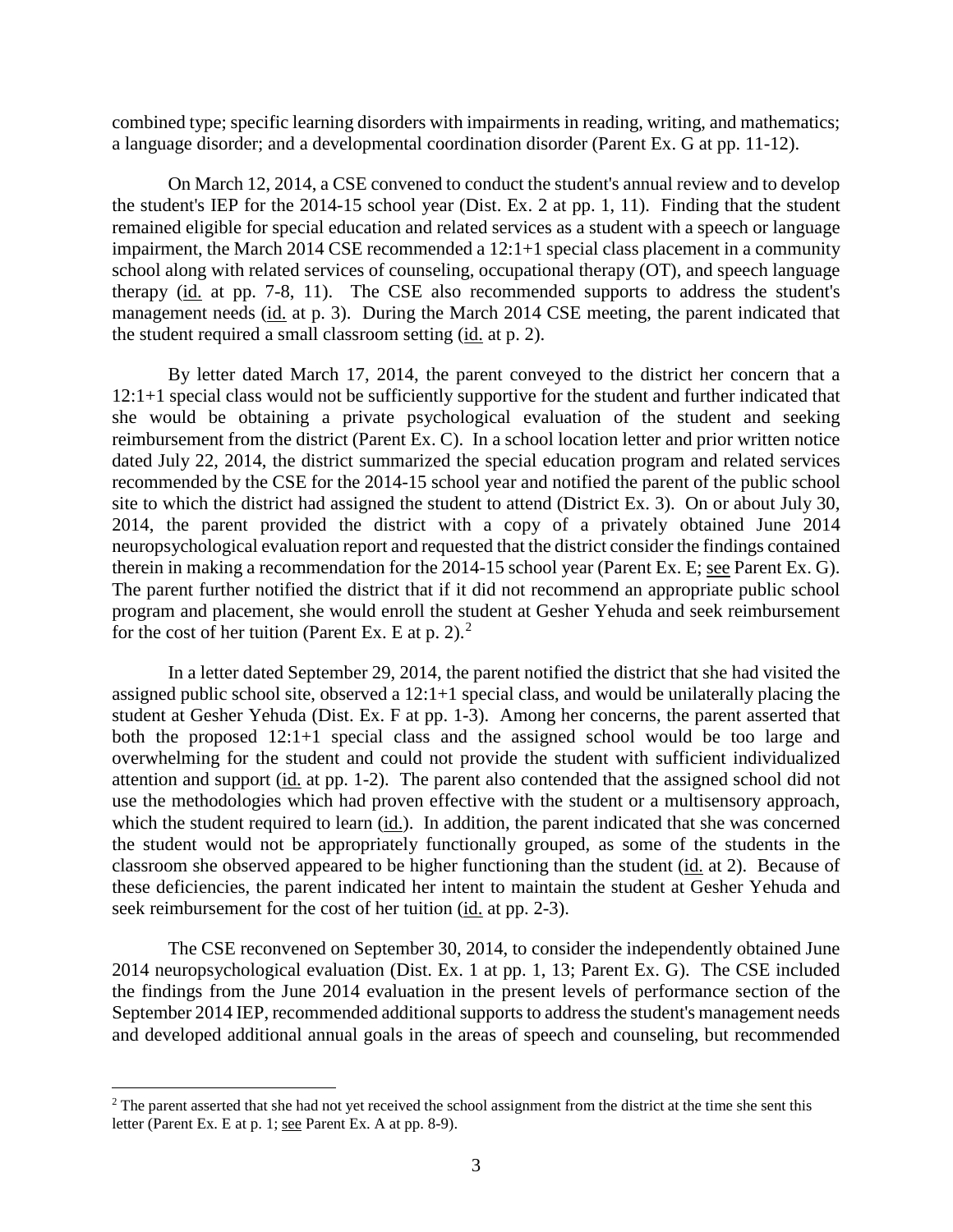combined type; specific learning disorders with impairments in reading, writing, and mathematics; a language disorder; and a developmental coordination disorder (Parent Ex. G at pp. 11-12).

On March 12, 2014, a CSE convened to conduct the student's annual review and to develop the student's IEP for the 2014-15 school year (Dist. Ex. 2 at pp. 1, 11). Finding that the student remained eligible for special education and related services as a student with a speech or language impairment, the March 2014 CSE recommended a 12:1+1 special class placement in a community school along with related services of counseling, occupational therapy (OT), and speech language therapy (id. at pp. 7-8, 11). The CSE also recommended supports to address the student's management needs (id. at p. 3). During the March 2014 CSE meeting, the parent indicated that the student required a small classroom setting (id. at p. 2).

By letter dated March 17, 2014, the parent conveyed to the district her concern that a 12:1+1 special class would not be sufficiently supportive for the student and further indicated that she would be obtaining a private psychological evaluation of the student and seeking reimbursement from the district (Parent Ex. C). In a school location letter and prior written notice dated July 22, 2014, the district summarized the special education program and related services recommended by the CSE for the 2014-15 school year and notified the parent of the public school site to which the district had assigned the student to attend (District Ex. 3). On or about July 30, 2014, the parent provided the district with a copy of a privately obtained June 2014 neuropsychological evaluation report and requested that the district consider the findings contained therein in making a recommendation for the 2014-15 school year (Parent Ex. E; see Parent Ex. G). The parent further notified the district that if it did not recommend an appropriate public school program and placement, she would enroll the student at Gesher Yehuda and seek reimbursement for the cost of her tuition (Parent Ex. E at p. 2).[2]

In a letter dated September 29, 2014, the parent notified the district that she had visited the assigned public school site, observed a 12:1+1 special class, and would be unilaterally placing the student at Gesher Yehuda (Dist. Ex. F at pp. 1-3). Among her concerns, the parent asserted that both the proposed 12:1+1 special class and the assigned school would be too large and overwhelming for the student and could not provide the student with sufficient individualized attention and support (id. at pp. 1-2). The parent also contended that the assigned school did not use the methodologies which had proven effective with the student or a multisensory approach, which the student required to learn (id.). In addition, the parent indicated that she was concerned the student would not be appropriately functionally grouped, as some of the students in the classroom she observed appeared to be higher functioning than the student (id. at 2). Because of these deficiencies, the parent indicated her intent to maintain the student at Gesher Yehuda and seek reimbursement for the cost of her tuition (id. at pp. 2-3).

The CSE reconvened on September 30, 2014, to consider the independently obtained June 2014 neuropsychological evaluation (Dist. Ex. 1 at pp. 1, 13; Parent Ex. G). The CSE included the findings from the June 2014 evaluation in the present levels of performance section of the September 2014 IEP, recommended additional supports to address the student's management needs and developed additional annual goals in the areas of speech and counseling, but recommended

[2] The parent asserted that she had not yet received the school assignment from the district at the time she sent this letter (Parent Ex. E at p. 1; see Parent Ex. A at pp. 8-9).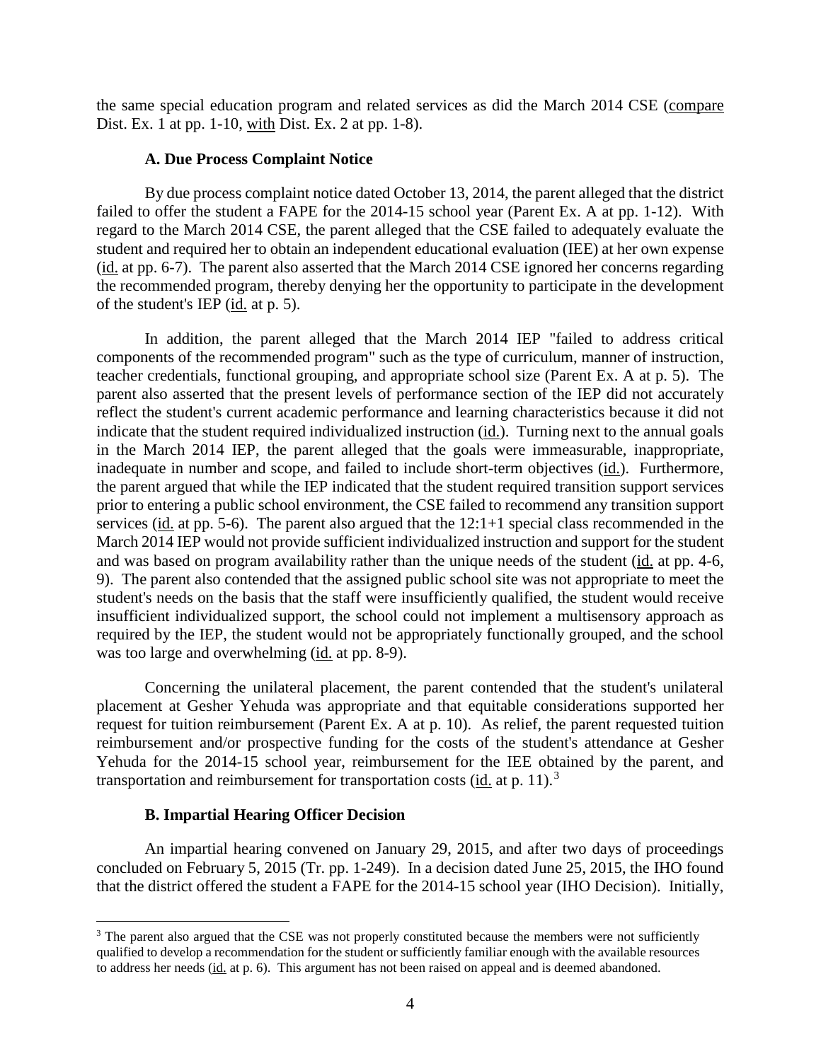the same special education program and related services as did the March 2014 CSE (compare Dist. Ex. 1 at pp. 1-10, with Dist. Ex. 2 at pp. 1-8).

### A. Due Process Complaint Notice

By due process complaint notice dated October 13, 2014, the parent alleged that the district failed to offer the student a FAPE for the 2014-15 school year (Parent Ex. A at pp. 1-12). With regard to the March 2014 CSE, the parent alleged that the CSE failed to adequately evaluate the student and required her to obtain an independent educational evaluation (IEE) at her own expense (id. at pp. 6-7). The parent also asserted that the March 2014 CSE ignored her concerns regarding the recommended program, thereby denying her the opportunity to participate in the development of the student's IEP (id. at p. 5).

In addition, the parent alleged that the March 2014 IEP "failed to address critical components of the recommended program" such as the type of curriculum, manner of instruction, teacher credentials, functional grouping, and appropriate school size (Parent Ex. A at p. 5). The parent also asserted that the present levels of performance section of the IEP did not accurately reflect the student's current academic performance and learning characteristics because it did not indicate that the student required individualized instruction (id.). Turning next to the annual goals in the March 2014 IEP, the parent alleged that the goals were immeasurable, inappropriate, inadequate in number and scope, and failed to include short-term objectives (id.). Furthermore, the parent argued that while the IEP indicated that the student required transition support services prior to entering a public school environment, the CSE failed to recommend any transition support services (id. at pp. 5-6). The parent also argued that the 12:1+1 special class recommended in the March 2014 IEP would not provide sufficient individualized instruction and support for the student and was based on program availability rather than the unique needs of the student (id. at pp. 4-6, 9). The parent also contended that the assigned public school site was not appropriate to meet the student's needs on the basis that the staff were insufficiently qualified, the student would receive insufficient individualized support, the school could not implement a multisensory approach as required by the IEP, the student would not be appropriately functionally grouped, and the school was too large and overwhelming (id. at pp. 8-9).

Concerning the unilateral placement, the parent contended that the student's unilateral placement at Gesher Yehuda was appropriate and that equitable considerations supported her request for tuition reimbursement (Parent Ex. A at p. 10). As relief, the parent requested tuition reimbursement and/or prospective funding for the costs of the student's attendance at Gesher Yehuda for the 2014-15 school year, reimbursement for the IEE obtained by the parent, and transportation and reimbursement for transportation costs (id. at p. 11).[3]

### B. Impartial Hearing Officer Decision

An impartial hearing convened on January 29, 2015, and after two days of proceedings concluded on February 5, 2015 (Tr. pp. 1-249). In a decision dated June 25, 2015, the IHO found that the district offered the student a FAPE for the 2014-15 school year (IHO Decision). Initially,

[3] The parent also argued that the CSE was not properly constituted because the members were not sufficiently qualified to develop a recommendation for the student or sufficiently familiar enough with the available resources to address her needs (id. at p. 6). This argument has not been raised on appeal and is deemed abandoned.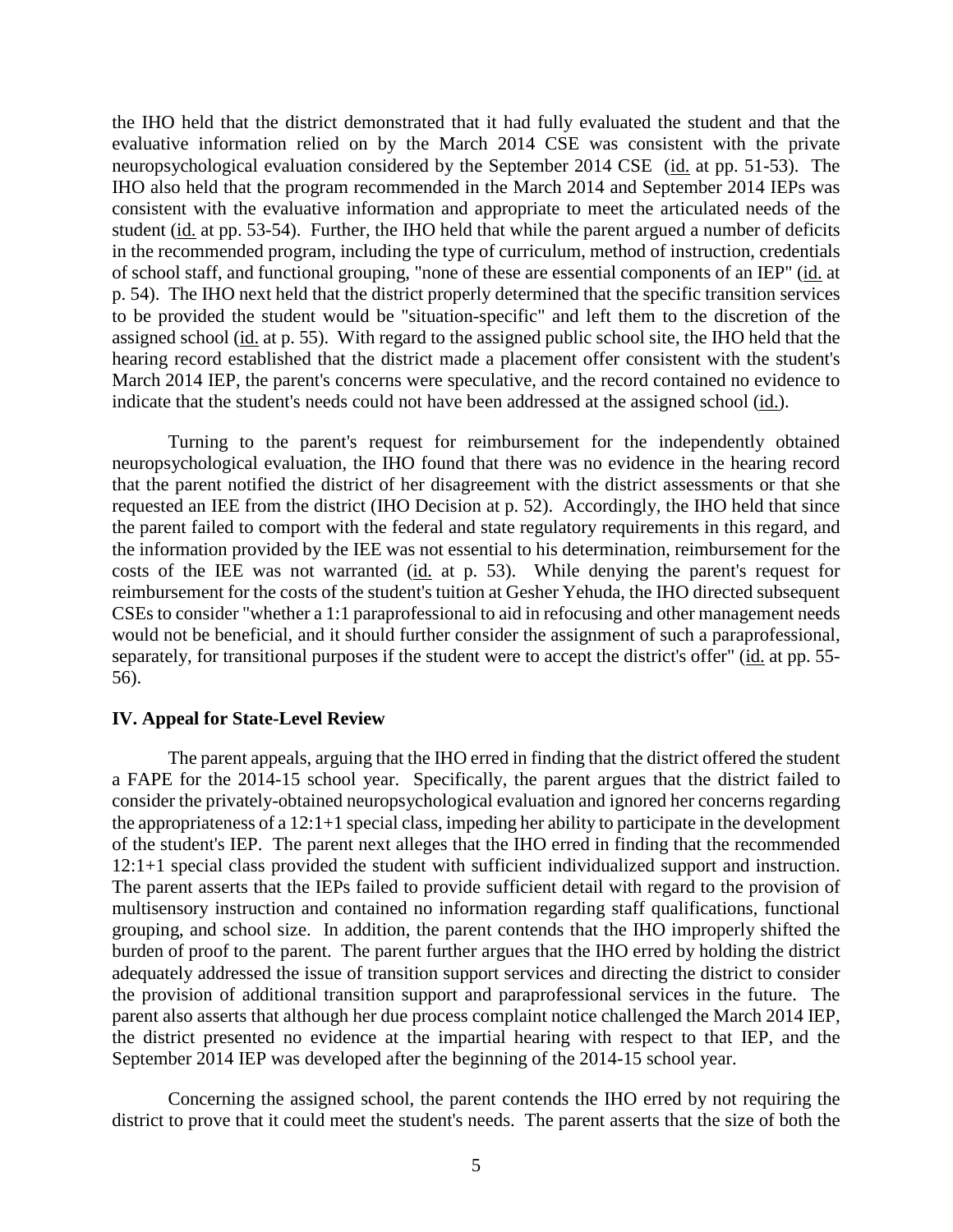the IHO held that the district demonstrated that it had fully evaluated the student and that the evaluative information relied on by the March 2014 CSE was consistent with the private neuropsychological evaluation considered by the September 2014 CSE (id. at pp. 51-53). The IHO also held that the program recommended in the March 2014 and September 2014 IEPs was consistent with the evaluative information and appropriate to meet the articulated needs of the student (id. at pp. 53-54). Further, the IHO held that while the parent argued a number of deficits in the recommended program, including the type of curriculum, method of instruction, credentials of school staff, and functional grouping, "none of these are essential components of an IEP" (id. at p. 54). The IHO next held that the district properly determined that the specific transition services to be provided the student would be "situation-specific" and left them to the discretion of the assigned school (id. at p. 55). With regard to the assigned public school site, the IHO held that the hearing record established that the district made a placement offer consistent with the student's March 2014 IEP, the parent's concerns were speculative, and the record contained no evidence to indicate that the student's needs could not have been addressed at the assigned school (id.).

Turning to the parent's request for reimbursement for the independently obtained neuropsychological evaluation, the IHO found that there was no evidence in the hearing record that the parent notified the district of her disagreement with the district assessments or that she requested an IEE from the district (IHO Decision at p. 52). Accordingly, the IHO held that since the parent failed to comport with the federal and state regulatory requirements in this regard, and the information provided by the IEE was not essential to his determination, reimbursement for the costs of the IEE was not warranted (id. at p. 53). While denying the parent's request for reimbursement for the costs of the student's tuition at Gesher Yehuda, the IHO directed subsequent CSEs to consider "whether a 1:1 paraprofessional to aid in refocusing and other management needs would not be beneficial, and it should further consider the assignment of such a paraprofessional, separately, for transitional purposes if the student were to accept the district's offer" (id. at pp. 55-56).

## IV. Appeal for State-Level Review

The parent appeals, arguing that the IHO erred in finding that the district offered the student a FAPE for the 2014-15 school year. Specifically, the parent argues that the district failed to consider the privately-obtained neuropsychological evaluation and ignored her concerns regarding the appropriateness of a 12:1+1 special class, impeding her ability to participate in the development of the student's IEP. The parent next alleges that the IHO erred in finding that the recommended 12:1+1 special class provided the student with sufficient individualized support and instruction. The parent asserts that the IEPs failed to provide sufficient detail with regard to the provision of multisensory instruction and contained no information regarding staff qualifications, functional grouping, and school size. In addition, the parent contends that the IHO improperly shifted the burden of proof to the parent. The parent further argues that the IHO erred by holding the district adequately addressed the issue of transition support services and directing the district to consider the provision of additional transition support and paraprofessional services in the future. The parent also asserts that although her due process complaint notice challenged the March 2014 IEP, the district presented no evidence at the impartial hearing with respect to that IEP, and the September 2014 IEP was developed after the beginning of the 2014-15 school year.

Concerning the assigned school, the parent contends the IHO erred by not requiring the district to prove that it could meet the student's needs. The parent asserts that the size of both the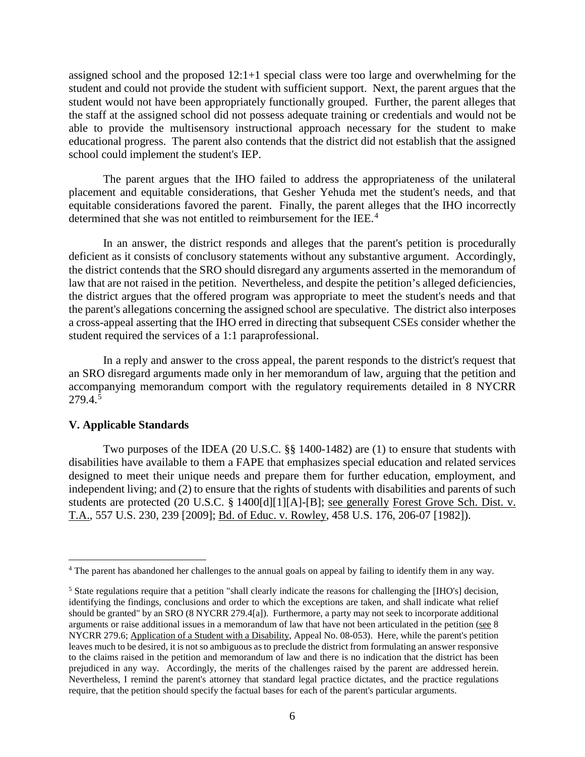assigned school and the proposed 12:1+1 special class were too large and overwhelming for the student and could not provide the student with sufficient support. Next, the parent argues that the student would not have been appropriately functionally grouped. Further, the parent alleges that the staff at the assigned school did not possess adequate training or credentials and would not be able to provide the multisensory instructional approach necessary for the student to make educational progress. The parent also contends that the district did not establish that the assigned school could implement the student's IEP.

The parent argues that the IHO failed to address the appropriateness of the unilateral placement and equitable considerations, that Gesher Yehuda met the student's needs, and that equitable considerations favored the parent. Finally, the parent alleges that the IHO incorrectly determined that she was not entitled to reimbursement for the IEE.[4]

In an answer, the district responds and alleges that the parent's petition is procedurally deficient as it consists of conclusory statements without any substantive argument. Accordingly, the district contends that the SRO should disregard any arguments asserted in the memorandum of law that are not raised in the petition. Nevertheless, and despite the petition's alleged deficiencies, the district argues that the offered program was appropriate to meet the student's needs and that the parent's allegations concerning the assigned school are speculative. The district also interposes a cross-appeal asserting that the IHO erred in directing that subsequent CSEs consider whether the student required the services of a 1:1 paraprofessional.

In a reply and answer to the cross appeal, the parent responds to the district's request that an SRO disregard arguments made only in her memorandum of law, arguing that the petition and accompanying memorandum comport with the regulatory requirements detailed in 8 NYCRR 279.4.[5]

## V. Applicable Standards

Two purposes of the IDEA (20 U.S.C. §§ 1400-1482) are (1) to ensure that students with disabilities have available to them a FAPE that emphasizes special education and related services designed to meet their unique needs and prepare them for further education, employment, and independent living; and (2) to ensure that the rights of students with disabilities and parents of such students are protected (20 U.S.C. § 1400[d][1][A]-[B]; see generally Forest Grove Sch. Dist. v. T.A., 557 U.S. 230, 239 [2009]; Bd. of Educ. v. Rowley, 458 U.S. 176, 206-07 [1982]).

---

[4] The parent has abandoned her challenges to the annual goals on appeal by failing to identify them in any way.

[5] State regulations require that a petition "shall clearly indicate the reasons for challenging the [IHO's] decision, identifying the findings, conclusions and order to which the exceptions are taken, and shall indicate what relief should be granted" by an SRO (8 NYCRR 279.4[a]). Furthermore, a party may not seek to incorporate additional arguments or raise additional issues in a memorandum of law that have not been articulated in the petition (see 8 NYCRR 279.6; Application of a Student with a Disability, Appeal No. 08-053). Here, while the parent's petition leaves much to be desired, it is not so ambiguous as to preclude the district from formulating an answer responsive to the claims raised in the petition and memorandum of law and there is no indication that the district has been prejudiced in any way. Accordingly, the merits of the challenges raised by the parent are addressed herein. Nevertheless, I remind the parent's attorney that standard legal practice dictates, and the practice regulations require, that the petition should specify the factual bases for each of the parent's particular arguments.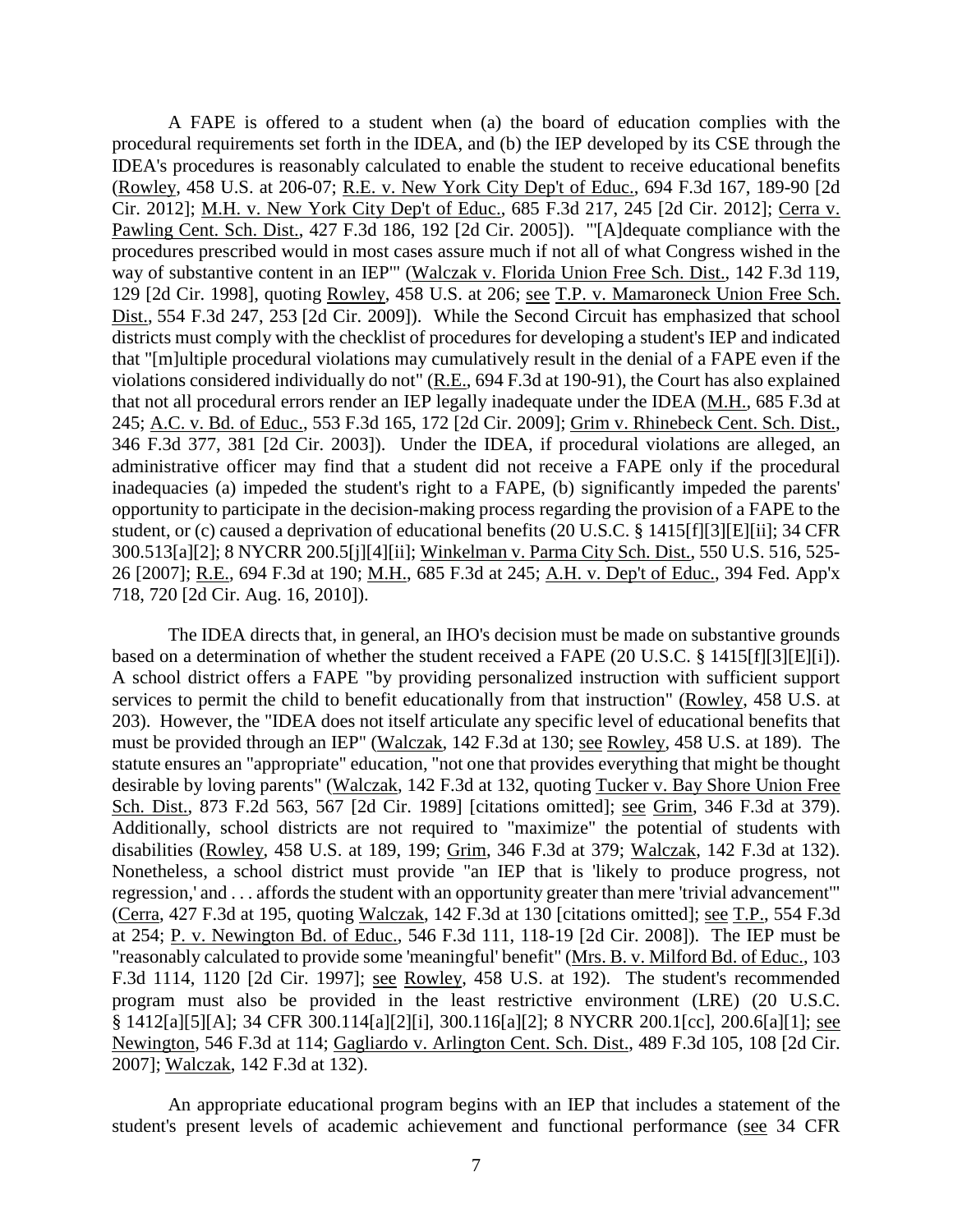A FAPE is offered to a student when (a) the board of education complies with the procedural requirements set forth in the IDEA, and (b) the IEP developed by its CSE through the IDEA's procedures is reasonably calculated to enable the student to receive educational benefits (Rowley, 458 U.S. at 206-07; R.E. v. New York City Dep't of Educ., 694 F.3d 167, 189-90 [2d Cir. 2012]; M.H. v. New York City Dep't of Educ., 685 F.3d 217, 245 [2d Cir. 2012]; Cerra v. Pawling Cent. Sch. Dist., 427 F.3d 186, 192 [2d Cir. 2005]). "'[A]dequate compliance with the procedures prescribed would in most cases assure much if not all of what Congress wished in the way of substantive content in an IEP'" (Walczak v. Florida Union Free Sch. Dist., 142 F.3d 119, 129 [2d Cir. 1998], quoting Rowley, 458 U.S. at 206; see T.P. v. Mamaroneck Union Free Sch. Dist., 554 F.3d 247, 253 [2d Cir. 2009]). While the Second Circuit has emphasized that school districts must comply with the checklist of procedures for developing a student's IEP and indicated that "[m]ultiple procedural violations may cumulatively result in the denial of a FAPE even if the violations considered individually do not" (R.E., 694 F.3d at 190-91), the Court has also explained that not all procedural errors render an IEP legally inadequate under the IDEA (M.H., 685 F.3d at 245; A.C. v. Bd. of Educ., 553 F.3d 165, 172 [2d Cir. 2009]; Grim v. Rhinebeck Cent. Sch. Dist., 346 F.3d 377, 381 [2d Cir. 2003]). Under the IDEA, if procedural violations are alleged, an administrative officer may find that a student did not receive a FAPE only if the procedural inadequacies (a) impeded the student's right to a FAPE, (b) significantly impeded the parents' opportunity to participate in the decision-making process regarding the provision of a FAPE to the student, or (c) caused a deprivation of educational benefits (20 U.S.C. § 1415[f][3][E][ii]; 34 CFR 300.513[a][2]; 8 NYCRR 200.5[j][4][ii]; Winkelman v. Parma City Sch. Dist., 550 U.S. 516, 525-26 [2007]; R.E., 694 F.3d at 190; M.H., 685 F.3d at 245; A.H. v. Dep't of Educ., 394 Fed. App'x 718, 720 [2d Cir. Aug. 16, 2010]).

The IDEA directs that, in general, an IHO's decision must be made on substantive grounds based on a determination of whether the student received a FAPE (20 U.S.C. § 1415[f][3][E][i]). A school district offers a FAPE "by providing personalized instruction with sufficient support services to permit the child to benefit educationally from that instruction" (Rowley, 458 U.S. at 203). However, the "IDEA does not itself articulate any specific level of educational benefits that must be provided through an IEP" (Walczak, 142 F.3d at 130; see Rowley, 458 U.S. at 189). The statute ensures an "appropriate" education, "not one that provides everything that might be thought desirable by loving parents" (Walczak, 142 F.3d at 132, quoting Tucker v. Bay Shore Union Free Sch. Dist., 873 F.2d 563, 567 [2d Cir. 1989] [citations omitted]; see Grim, 346 F.3d at 379). Additionally, school districts are not required to "maximize" the potential of students with disabilities (Rowley, 458 U.S. at 189, 199; Grim, 346 F.3d at 379; Walczak, 142 F.3d at 132). Nonetheless, a school district must provide "an IEP that is 'likely to produce progress, not regression,' and . . . affords the student with an opportunity greater than mere 'trivial advancement'" (Cerra, 427 F.3d at 195, quoting Walczak, 142 F.3d at 130 [citations omitted]; see T.P., 554 F.3d at 254; P. v. Newington Bd. of Educ., 546 F.3d 111, 118-19 [2d Cir. 2008]). The IEP must be "reasonably calculated to provide some 'meaningful' benefit" (Mrs. B. v. Milford Bd. of Educ., 103 F.3d 1114, 1120 [2d Cir. 1997]; see Rowley, 458 U.S. at 192). The student's recommended program must also be provided in the least restrictive environment (LRE) (20 U.S.C. § 1412[a][5][A]; 34 CFR 300.114[a][2][i], 300.116[a][2]; 8 NYCRR 200.1[cc], 200.6[a][1]; see Newington, 546 F.3d at 114; Gagliardo v. Arlington Cent. Sch. Dist., 489 F.3d 105, 108 [2d Cir. 2007]; Walczak, 142 F.3d at 132).

An appropriate educational program begins with an IEP that includes a statement of the student's present levels of academic achievement and functional performance (see 34 CFR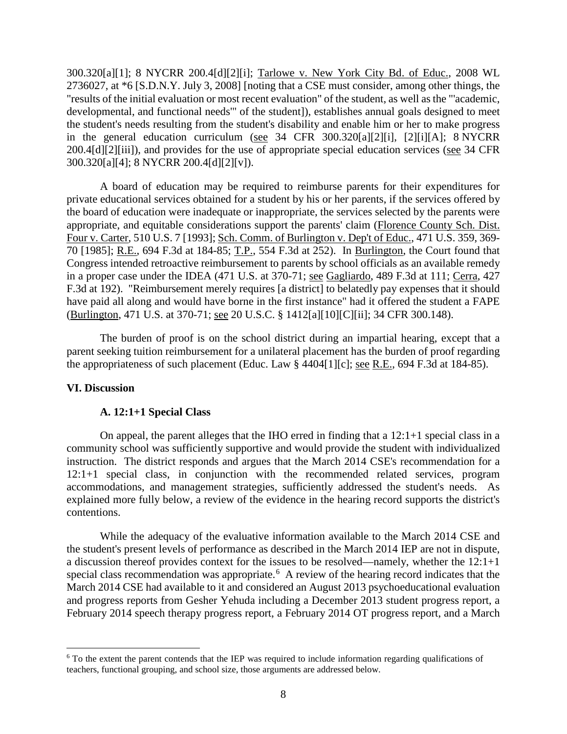300.320[a][1]; 8 NYCRR 200.4[d][2][i]; Tarlowe v. New York City Bd. of Educ., 2008 WL 2736027, at *6 [S.D.N.Y. July 3, 2008] [noting that a CSE must consider, among other things, the "results of the initial evaluation or most recent evaluation" of the student, as well as the "'academic, developmental, and functional needs'" of the student]), establishes annual goals designed to meet the student's needs resulting from the student's disability and enable him or her to make progress in the general education curriculum (see 34 CFR 300.320[a][2][i], [2][i][A]; 8 NYCRR 200.4[d][2][iii]), and provides for the use of appropriate special education services (see 34 CFR 300.320[a][4]; 8 NYCRR 200.4[d][2][v]).

A board of education may be required to reimburse parents for their expenditures for private educational services obtained for a student by his or her parents, if the services offered by the board of education were inadequate or inappropriate, the services selected by the parents were appropriate, and equitable considerations support the parents' claim (Florence County Sch. Dist. Four v. Carter, 510 U.S. 7 [1993]; Sch. Comm. of Burlington v. Dep't of Educ., 471 U.S. 359, 369-70 [1985]; R.E., 694 F.3d at 184-85; T.P., 554 F.3d at 252). In Burlington, the Court found that Congress intended retroactive reimbursement to parents by school officials as an available remedy in a proper case under the IDEA (471 U.S. at 370-71; see Gagliardo, 489 F.3d at 111; Cerra, 427 F.3d at 192). "Reimbursement merely requires [a district] to belatedly pay expenses that it should have paid all along and would have borne in the first instance" had it offered the student a FAPE (Burlington, 471 U.S. at 370-71; see 20 U.S.C. § 1412[a][10][C][ii]; 34 CFR 300.148).

The burden of proof is on the school district during an impartial hearing, except that a parent seeking tuition reimbursement for a unilateral placement has the burden of proof regarding the appropriateness of such placement (Educ. Law § 4404[1][c]; see R.E., 694 F.3d at 184-85).

## VI. Discussion

### A. 12:1+1 Special Class

On appeal, the parent alleges that the IHO erred in finding that a 12:1+1 special class in a community school was sufficiently supportive and would provide the student with individualized instruction. The district responds and argues that the March 2014 CSE's recommendation for a 12:1+1 special class, in conjunction with the recommended related services, program accommodations, and management strategies, sufficiently addressed the student's needs. As explained more fully below, a review of the evidence in the hearing record supports the district's contentions.

While the adequacy of the evaluative information available to the March 2014 CSE and the student's present levels of performance as described in the March 2014 IEP are not in dispute, a discussion thereof provides context for the issues to be resolved—namely, whether the 12:1+1 special class recommendation was appropriate.[6] A review of the hearing record indicates that the March 2014 CSE had available to it and considered an August 2013 psychoeducational evaluation and progress reports from Gesher Yehuda including a December 2013 student progress report, a February 2014 speech therapy progress report, a February 2014 OT progress report, and a March

[6] To the extent the parent contends that the IEP was required to include information regarding qualifications of teachers, functional grouping, and school size, those arguments are addressed below.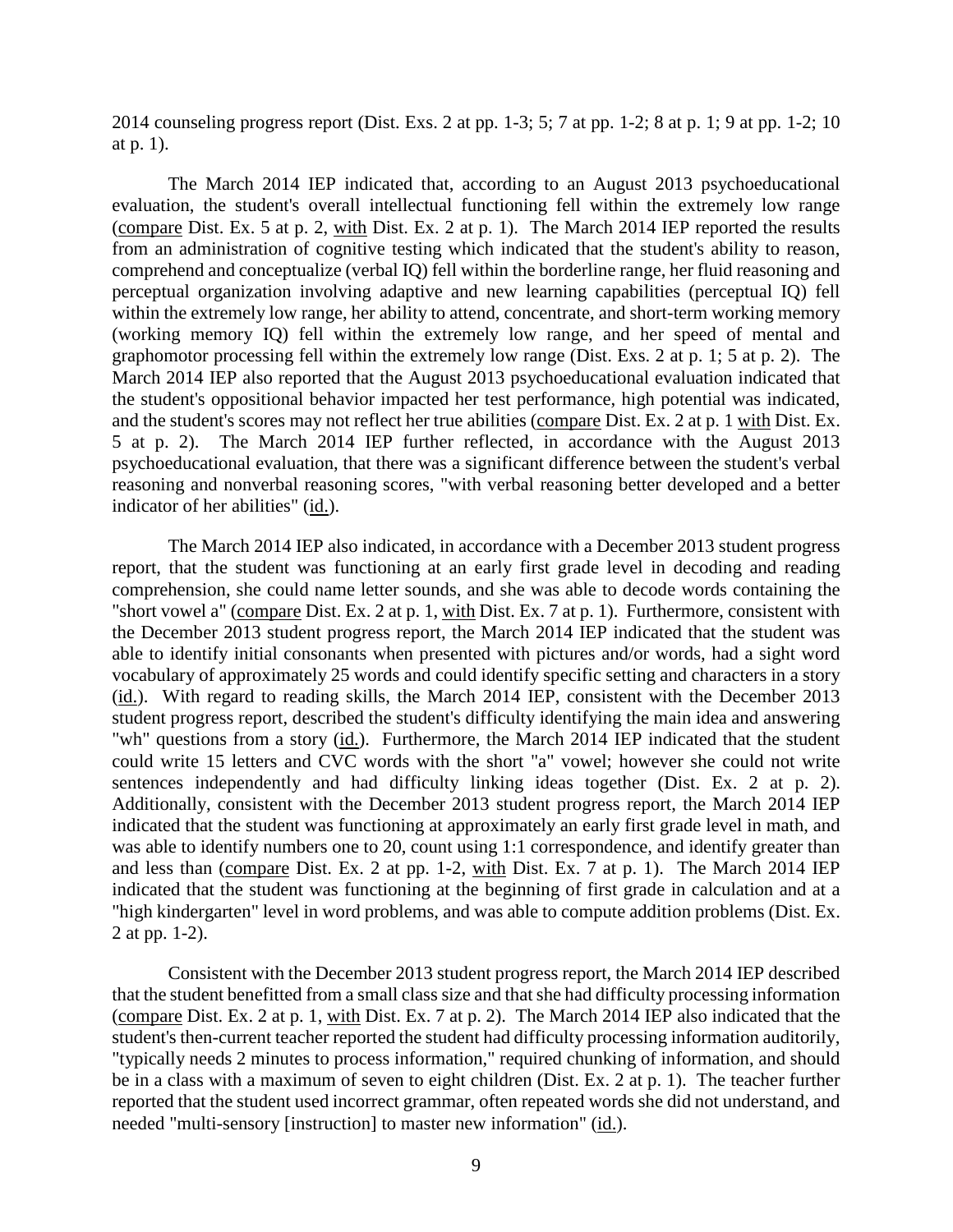2014 counseling progress report (Dist. Exs. 2 at pp. 1-3; 5; 7 at pp. 1-2; 8 at p. 1; 9 at pp. 1-2; 10 at p. 1).

The March 2014 IEP indicated that, according to an August 2013 psychoeducational evaluation, the student's overall intellectual functioning fell within the extremely low range (compare Dist. Ex. 5 at p. 2, with Dist. Ex. 2 at p. 1). The March 2014 IEP reported the results from an administration of cognitive testing which indicated that the student's ability to reason, comprehend and conceptualize (verbal IQ) fell within the borderline range, her fluid reasoning and perceptual organization involving adaptive and new learning capabilities (perceptual IQ) fell within the extremely low range, her ability to attend, concentrate, and short-term working memory (working memory IQ) fell within the extremely low range, and her speed of mental and graphomotor processing fell within the extremely low range (Dist. Exs. 2 at p. 1; 5 at p. 2). The March 2014 IEP also reported that the August 2013 psychoeducational evaluation indicated that the student's oppositional behavior impacted her test performance, high potential was indicated, and the student's scores may not reflect her true abilities (compare Dist. Ex. 2 at p. 1 with Dist. Ex. 5 at p. 2). The March 2014 IEP further reflected, in accordance with the August 2013 psychoeducational evaluation, that there was a significant difference between the student's verbal reasoning and nonverbal reasoning scores, "with verbal reasoning better developed and a better indicator of her abilities" (id.).

The March 2014 IEP also indicated, in accordance with a December 2013 student progress report, that the student was functioning at an early first grade level in decoding and reading comprehension, she could name letter sounds, and she was able to decode words containing the "short vowel a" (compare Dist. Ex. 2 at p. 1, with Dist. Ex. 7 at p. 1). Furthermore, consistent with the December 2013 student progress report, the March 2014 IEP indicated that the student was able to identify initial consonants when presented with pictures and/or words, had a sight word vocabulary of approximately 25 words and could identify specific setting and characters in a story (id.). With regard to reading skills, the March 2014 IEP, consistent with the December 2013 student progress report, described the student's difficulty identifying the main idea and answering "wh" questions from a story (id.). Furthermore, the March 2014 IEP indicated that the student could write 15 letters and CVC words with the short "a" vowel; however she could not write sentences independently and had difficulty linking ideas together (Dist. Ex. 2 at p. 2). Additionally, consistent with the December 2013 student progress report, the March 2014 IEP indicated that the student was functioning at approximately an early first grade level in math, and was able to identify numbers one to 20, count using 1:1 correspondence, and identify greater than and less than (compare Dist. Ex. 2 at pp. 1-2, with Dist. Ex. 7 at p. 1). The March 2014 IEP indicated that the student was functioning at the beginning of first grade in calculation and at a "high kindergarten" level in word problems, and was able to compute addition problems (Dist. Ex. 2 at pp. 1-2).

Consistent with the December 2013 student progress report, the March 2014 IEP described that the student benefitted from a small class size and that she had difficulty processing information (compare Dist. Ex. 2 at p. 1, with Dist. Ex. 7 at p. 2). The March 2014 IEP also indicated that the student's then-current teacher reported the student had difficulty processing information auditorily, "typically needs 2 minutes to process information," required chunking of information, and should be in a class with a maximum of seven to eight children (Dist. Ex. 2 at p. 1). The teacher further reported that the student used incorrect grammar, often repeated words she did not understand, and needed "multi-sensory [instruction] to master new information" (id.).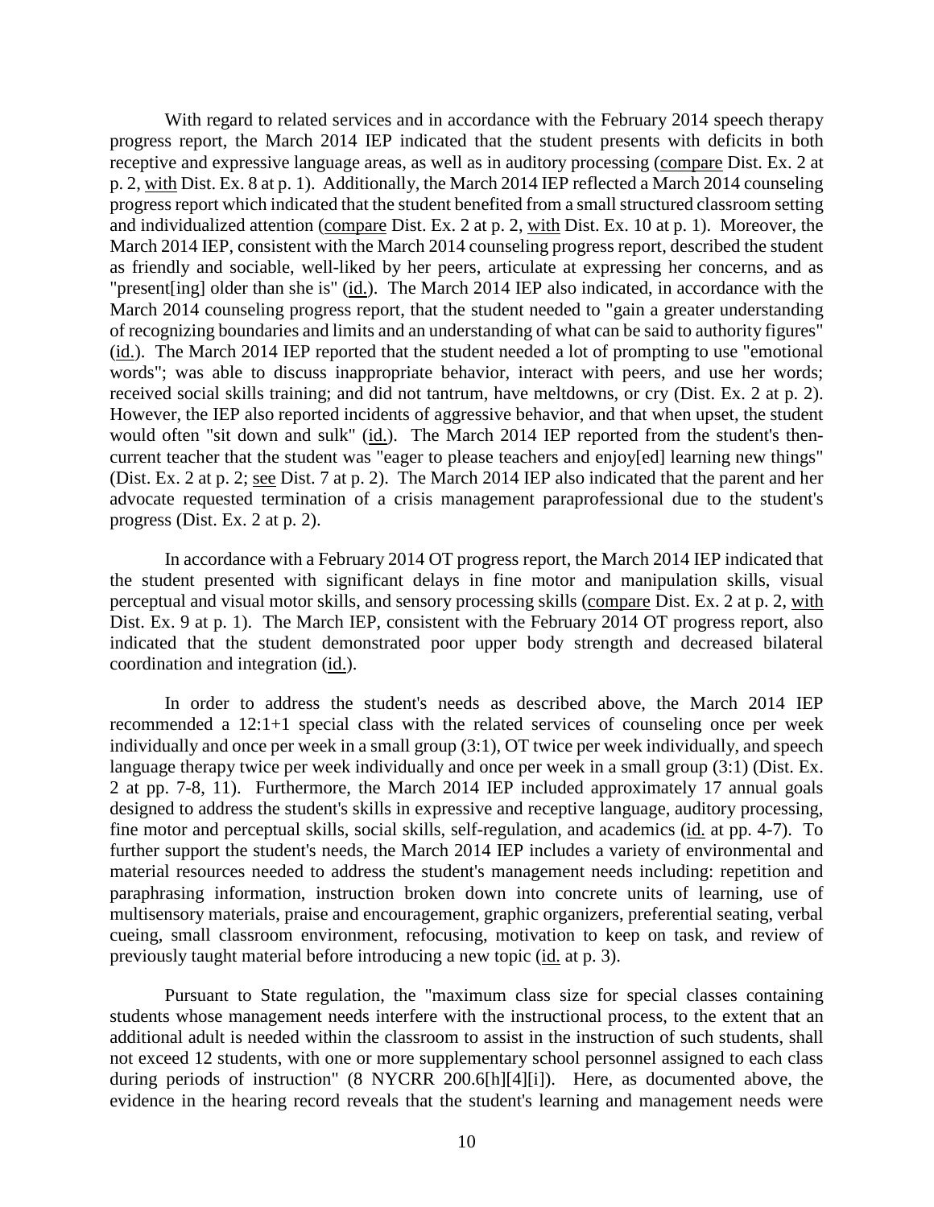With regard to related services and in accordance with the February 2014 speech therapy progress report, the March 2014 IEP indicated that the student presents with deficits in both receptive and expressive language areas, as well as in auditory processing (compare Dist. Ex. 2 at p. 2, with Dist. Ex. 8 at p. 1). Additionally, the March 2014 IEP reflected a March 2014 counseling progress report which indicated that the student benefited from a small structured classroom setting and individualized attention (compare Dist. Ex. 2 at p. 2, with Dist. Ex. 10 at p. 1). Moreover, the March 2014 IEP, consistent with the March 2014 counseling progress report, described the student as friendly and sociable, well-liked by her peers, articulate at expressing her concerns, and as "present[ing] older than she is" (id.). The March 2014 IEP also indicated, in accordance with the March 2014 counseling progress report, that the student needed to "gain a greater understanding of recognizing boundaries and limits and an understanding of what can be said to authority figures" (id.). The March 2014 IEP reported that the student needed a lot of prompting to use "emotional words"; was able to discuss inappropriate behavior, interact with peers, and use her words; received social skills training; and did not tantrum, have meltdowns, or cry (Dist. Ex. 2 at p. 2). However, the IEP also reported incidents of aggressive behavior, and that when upset, the student would often "sit down and sulk" (id.). The March 2014 IEP reported from the student's then-current teacher that the student was "eager to please teachers and enjoy[ed] learning new things" (Dist. Ex. 2 at p. 2; see Dist. 7 at p. 2). The March 2014 IEP also indicated that the parent and her advocate requested termination of a crisis management paraprofessional due to the student's progress (Dist. Ex. 2 at p. 2).

In accordance with a February 2014 OT progress report, the March 2014 IEP indicated that the student presented with significant delays in fine motor and manipulation skills, visual perceptual and visual motor skills, and sensory processing skills (compare Dist. Ex. 2 at p. 2, with Dist. Ex. 9 at p. 1). The March IEP, consistent with the February 2014 OT progress report, also indicated that the student demonstrated poor upper body strength and decreased bilateral coordination and integration (id.).

In order to address the student's needs as described above, the March 2014 IEP recommended a 12:1+1 special class with the related services of counseling once per week individually and once per week in a small group (3:1), OT twice per week individually, and speech language therapy twice per week individually and once per week in a small group (3:1) (Dist. Ex. 2 at pp. 7-8, 11). Furthermore, the March 2014 IEP included approximately 17 annual goals designed to address the student's skills in expressive and receptive language, auditory processing, fine motor and perceptual skills, social skills, self-regulation, and academics (id. at pp. 4-7). To further support the student's needs, the March 2014 IEP includes a variety of environmental and material resources needed to address the student's management needs including: repetition and paraphrasing information, instruction broken down into concrete units of learning, use of multisensory materials, praise and encouragement, graphic organizers, preferential seating, verbal cueing, small classroom environment, refocusing, motivation to keep on task, and review of previously taught material before introducing a new topic (id. at p. 3).

Pursuant to State regulation, the "maximum class size for special classes containing students whose management needs interfere with the instructional process, to the extent that an additional adult is needed within the classroom to assist in the instruction of such students, shall not exceed 12 students, with one or more supplementary school personnel assigned to each class during periods of instruction" (8 NYCRR 200.6[h][4][i]). Here, as documented above, the evidence in the hearing record reveals that the student's learning and management needs were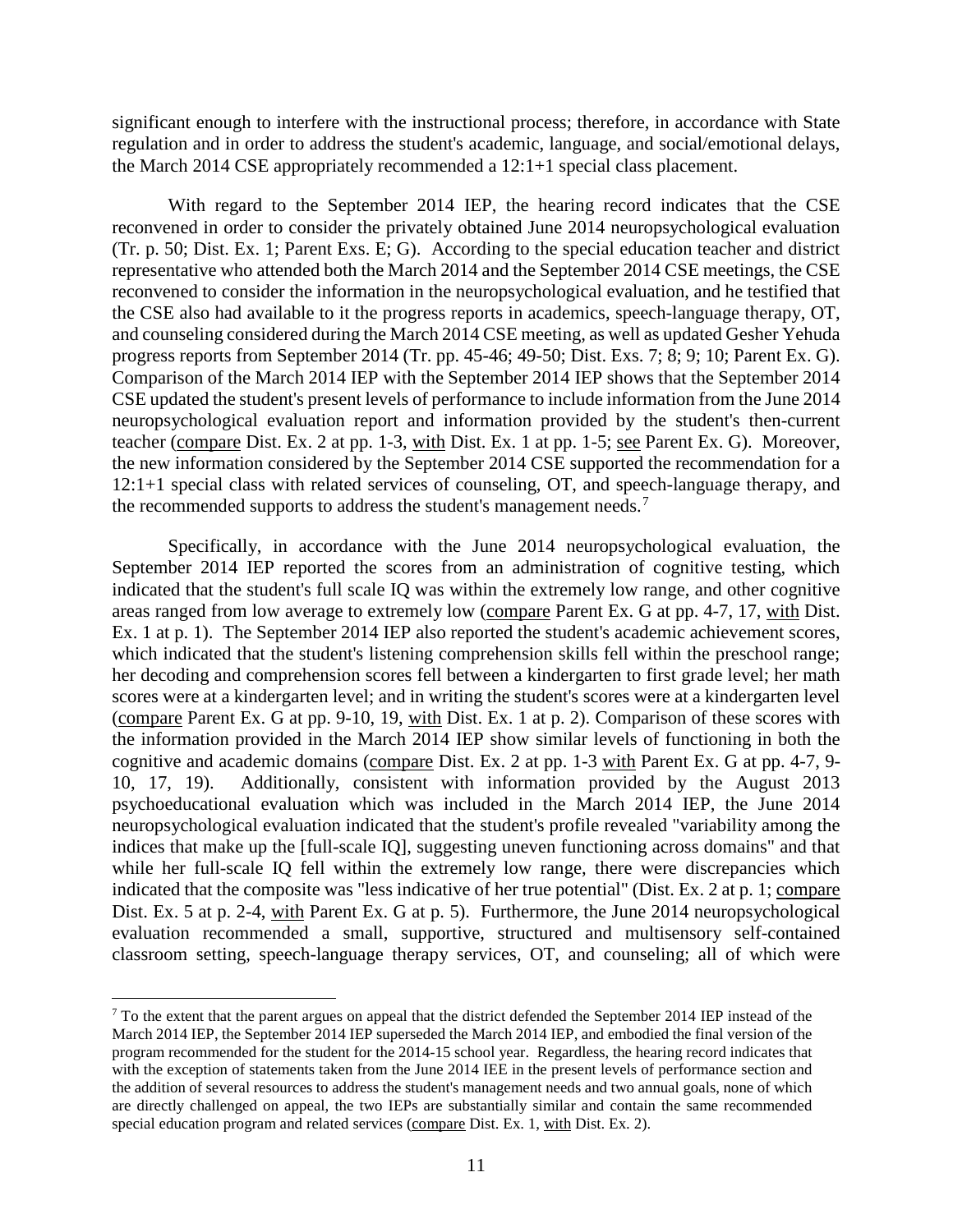significant enough to interfere with the instructional process; therefore, in accordance with State regulation and in order to address the student's academic, language, and social/emotional delays, the March 2014 CSE appropriately recommended a 12:1+1 special class placement.

With regard to the September 2014 IEP, the hearing record indicates that the CSE reconvened in order to consider the privately obtained June 2014 neuropsychological evaluation (Tr. p. 50; Dist. Ex. 1; Parent Exs. E; G). According to the special education teacher and district representative who attended both the March 2014 and the September 2014 CSE meetings, the CSE reconvened to consider the information in the neuropsychological evaluation, and he testified that the CSE also had available to it the progress reports in academics, speech-language therapy, OT, and counseling considered during the March 2014 CSE meeting, as well as updated Gesher Yehuda progress reports from September 2014 (Tr. pp. 45-46; 49-50; Dist. Exs. 7; 8; 9; 10; Parent Ex. G). Comparison of the March 2014 IEP with the September 2014 IEP shows that the September 2014 CSE updated the student's present levels of performance to include information from the June 2014 neuropsychological evaluation report and information provided by the student's then-current teacher (compare Dist. Ex. 2 at pp. 1-3, with Dist. Ex. 1 at pp. 1-5; see Parent Ex. G). Moreover, the new information considered by the September 2014 CSE supported the recommendation for a 12:1+1 special class with related services of counseling, OT, and speech-language therapy, and the recommended supports to address the student's management needs.[7]

Specifically, in accordance with the June 2014 neuropsychological evaluation, the September 2014 IEP reported the scores from an administration of cognitive testing, which indicated that the student's full scale IQ was within the extremely low range, and other cognitive areas ranged from low average to extremely low (compare Parent Ex. G at pp. 4-7, 17, with Dist. Ex. 1 at p. 1). The September 2014 IEP also reported the student's academic achievement scores, which indicated that the student's listening comprehension skills fell within the preschool range; her decoding and comprehension scores fell between a kindergarten to first grade level; her math scores were at a kindergarten level; and in writing the student's scores were at a kindergarten level (compare Parent Ex. G at pp. 9-10, 19, with Dist. Ex. 1 at p. 2). Comparison of these scores with the information provided in the March 2014 IEP show similar levels of functioning in both the cognitive and academic domains (compare Dist. Ex. 2 at pp. 1-3 with Parent Ex. G at pp. 4-7, 9-10, 17, 19). Additionally, consistent with information provided by the August 2013 psychoeducational evaluation which was included in the March 2014 IEP, the June 2014 neuropsychological evaluation indicated that the student's profile revealed "variability among the indices that make up the [full-scale IQ], suggesting uneven functioning across domains" and that while her full-scale IQ fell within the extremely low range, there were discrepancies which indicated that the composite was "less indicative of her true potential" (Dist. Ex. 2 at p. 1; compare Dist. Ex. 5 at p. 2-4, with Parent Ex. G at p. 5). Furthermore, the June 2014 neuropsychological evaluation recommended a small, supportive, structured and multisensory self-contained classroom setting, speech-language therapy services, OT, and counseling; all of which were

[7] To the extent that the parent argues on appeal that the district defended the September 2014 IEP instead of the March 2014 IEP, the September 2014 IEP superseded the March 2014 IEP, and embodied the final version of the program recommended for the student for the 2014-15 school year. Regardless, the hearing record indicates that with the exception of several statements taken from the June 2014 IEE in the present levels of performance section and the addition of several resources to address the student's management needs and two annual goals, none of which are directly challenged on appeal, the two IEPs are substantially similar and contain the same recommended special education program and related services (compare Dist. Ex. 1, with Dist. Ex. 2).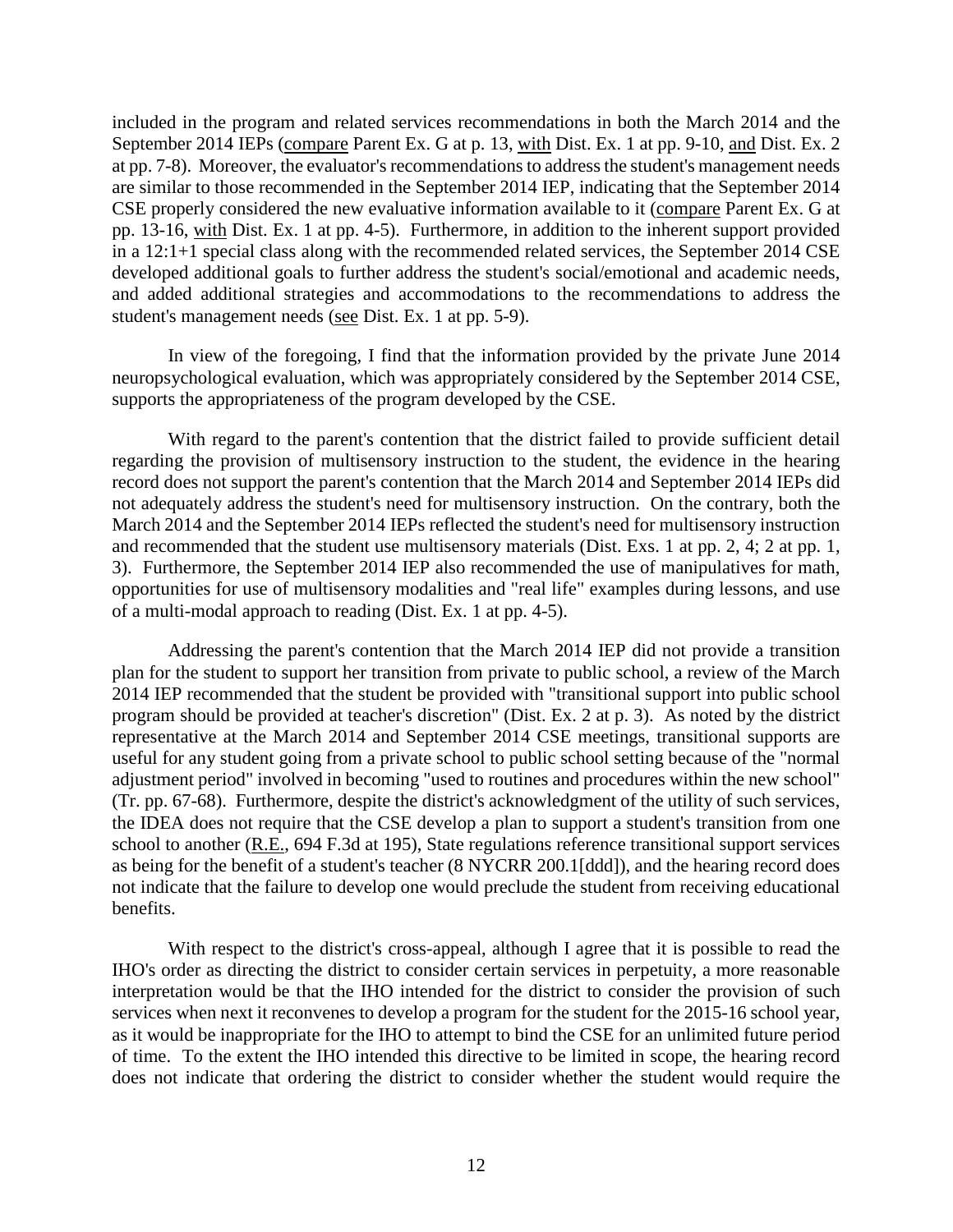included in the program and related services recommendations in both the March 2014 and the September 2014 IEPs (compare Parent Ex. G at p. 13, with Dist. Ex. 1 at pp. 9-10, and Dist. Ex. 2 at pp. 7-8). Moreover, the evaluator's recommendations to address the student's management needs are similar to those recommended in the September 2014 IEP, indicating that the September 2014 CSE properly considered the new evaluative information available to it (compare Parent Ex. G at pp. 13-16, with Dist. Ex. 1 at pp. 4-5). Furthermore, in addition to the inherent support provided in a 12:1+1 special class along with the recommended related services, the September 2014 CSE developed additional goals to further address the student's social/emotional and academic needs, and added additional strategies and accommodations to the recommendations to address the student's management needs (see Dist. Ex. 1 at pp. 5-9).

In view of the foregoing, I find that the information provided by the private June 2014 neuropsychological evaluation, which was appropriately considered by the September 2014 CSE, supports the appropriateness of the program developed by the CSE.

With regard to the parent's contention that the district failed to provide sufficient detail regarding the provision of multisensory instruction to the student, the evidence in the hearing record does not support the parent's contention that the March 2014 and September 2014 IEPs did not adequately address the student's need for multisensory instruction. On the contrary, both the March 2014 and the September 2014 IEPs reflected the student's need for multisensory instruction and recommended that the student use multisensory materials (Dist. Exs. 1 at pp. 2, 4; 2 at pp. 1, 3). Furthermore, the September 2014 IEP also recommended the use of manipulatives for math, opportunities for use of multisensory modalities and "real life" examples during lessons, and use of a multi-modal approach to reading (Dist. Ex. 1 at pp. 4-5).

Addressing the parent's contention that the March 2014 IEP did not provide a transition plan for the student to support her transition from private to public school, a review of the March 2014 IEP recommended that the student be provided with "transitional support into public school program should be provided at teacher's discretion" (Dist. Ex. 2 at p. 3). As noted by the district representative at the March 2014 and September 2014 CSE meetings, transitional supports are useful for any student going from a private school to public school setting because of the "normal adjustment period" involved in becoming "used to routines and procedures within the new school" (Tr. pp. 67-68). Furthermore, despite the district's acknowledgment of the utility of such services, the IDEA does not require that the CSE develop a plan to support a student's transition from one school to another (R.E., 694 F.3d at 195), State regulations reference transitional support services as being for the benefit of a student's teacher (8 NYCRR 200.1[ddd]), and the hearing record does not indicate that the failure to develop one would preclude the student from receiving educational benefits.

With respect to the district's cross-appeal, although I agree that it is possible to read the IHO's order as directing the district to consider certain services in perpetuity, a more reasonable interpretation would be that the IHO intended for the district to consider the provision of such services when next it reconvenes to develop a program for the student for the 2015-16 school year, as it would be inappropriate for the IHO to attempt to bind the CSE for an unlimited future period of time. To the extent the IHO intended this directive to be limited in scope, the hearing record does not indicate that ordering the district to consider whether the student would require the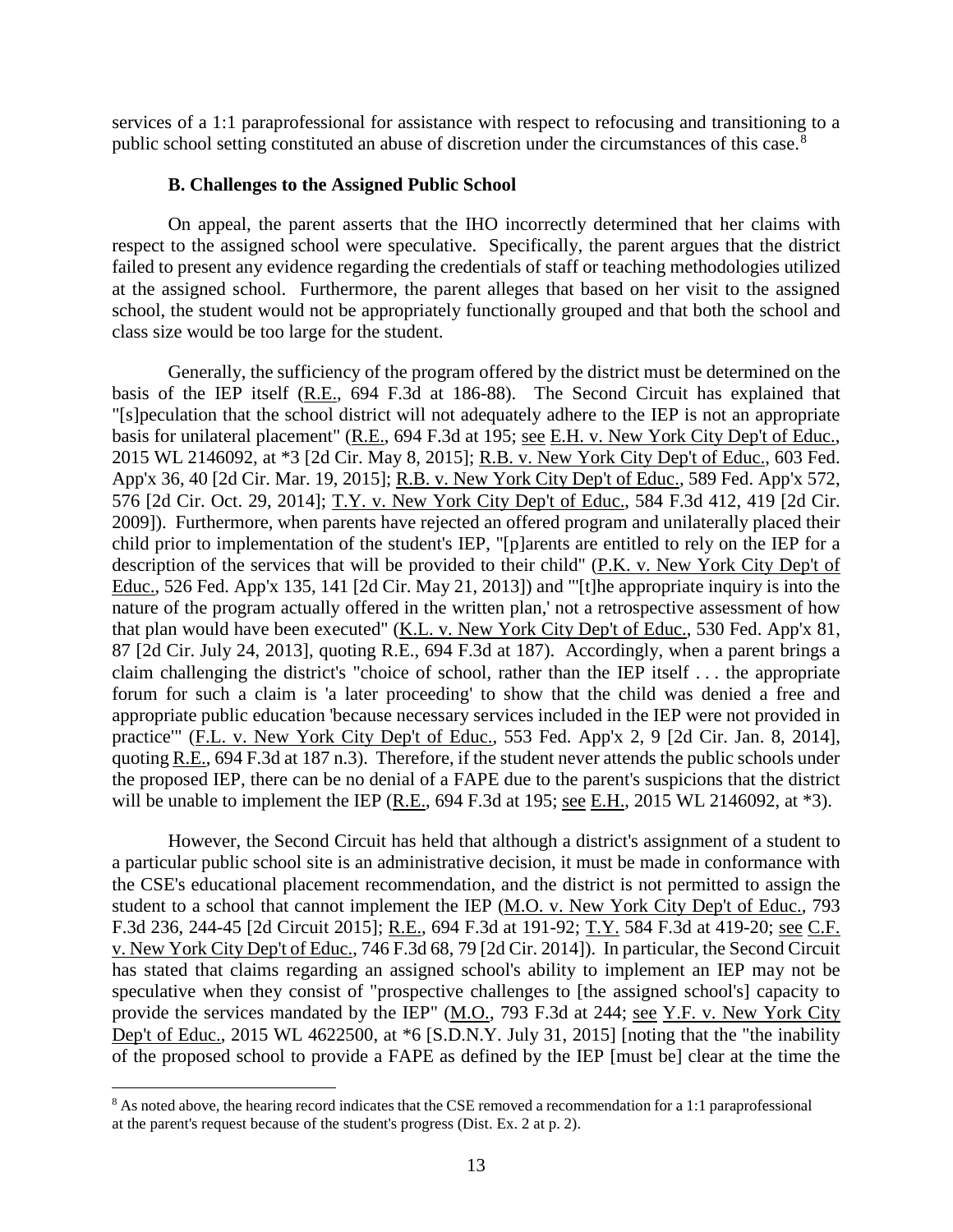services of a 1:1 paraprofessional for assistance with respect to refocusing and transitioning to a public school setting constituted an abuse of discretion under the circumstances of this case.[8]

**B. Challenges to the Assigned Public School**

On appeal, the parent asserts that the IHO incorrectly determined that her claims with respect to the assigned school were speculative. Specifically, the parent argues that the district failed to present any evidence regarding the credentials of staff or teaching methodologies utilized at the assigned school. Furthermore, the parent alleges that based on her visit to the assigned school, the student would not be appropriately functionally grouped and that both the school and class size would be too large for the student.

Generally, the sufficiency of the program offered by the district must be determined on the basis of the IEP itself (R.E., 694 F.3d at 186-88). The Second Circuit has explained that "[s]peculation that the school district will not adequately adhere to the IEP is not an appropriate basis for unilateral placement" (R.E., 694 F.3d at 195; see E.H. v. New York City Dep't of Educ., 2015 WL 2146092, at *3 [2d Cir. May 8, 2015]; R.B. v. New York City Dep't of Educ., 603 Fed. App'x 36, 40 [2d Cir. Mar. 19, 2015]; R.B. v. New York City Dep't of Educ., 589 Fed. App'x 572, 576 [2d Cir. Oct. 29, 2014]; T.Y. v. New York City Dep't of Educ., 584 F.3d 412, 419 [2d Cir. 2009]). Furthermore, when parents have rejected an offered program and unilaterally placed their child prior to implementation of the student's IEP, "[p]arents are entitled to rely on the IEP for a description of the services that will be provided to their child" (P.K. v. New York City Dep't of Educ., 526 Fed. App'x 135, 141 [2d Cir. May 21, 2013]) and "'[t]he appropriate inquiry is into the nature of the program actually offered in the written plan,' not a retrospective assessment of how that plan would have been executed" (K.L. v. New York City Dep't of Educ., 530 Fed. App'x 81, 87 [2d Cir. July 24, 2013], quoting R.E., 694 F.3d at 187). Accordingly, when a parent brings a claim challenging the district's "choice of school, rather than the IEP itself . . . the appropriate forum for such a claim is 'a later proceeding' to show that the child was denied a free and appropriate public education 'because necessary services included in the IEP were not provided in practice'" (F.L. v. New York City Dep't of Educ., 553 Fed. App'x 2, 9 [2d Cir. Jan. 8, 2014], quoting R.E., 694 F.3d at 187 n.3). Therefore, if the student never attends the public schools under the proposed IEP, there can be no denial of a FAPE due to the parent's suspicions that the district will be unable to implement the IEP (R.E., 694 F.3d at 195; see E.H., 2015 WL 2146092, at *3).

However, the Second Circuit has held that although a district's assignment of a student to a particular public school site is an administrative decision, it must be made in conformance with the CSE's educational placement recommendation, and the district is not permitted to assign the student to a school that cannot implement the IEP (M.O. v. New York City Dep't of Educ., 793 F.3d 236, 244-45 [2d Circuit 2015]; R.E., 694 F.3d at 191-92; T.Y. 584 F.3d at 419-20; see C.F. v. New York City Dep't of Educ., 746 F.3d 68, 79 [2d Cir. 2014]). In particular, the Second Circuit has stated that claims regarding an assigned school's ability to implement an IEP may not be speculative when they consist of "prospective challenges to [the assigned school's] capacity to provide the services mandated by the IEP" (M.O., 793 F.3d at 244; see Y.F. v. New York City Dep't of Educ., 2015 WL 4622500, at *6 [S.D.N.Y. July 31, 2015] [noting that the "the inability of the proposed school to provide a FAPE as defined by the IEP [must be] clear at the time the

[8] As noted above, the hearing record indicates that the CSE removed a recommendation for a 1:1 paraprofessional at the parent's request because of the student's progress (Dist. Ex. 2 at p. 2).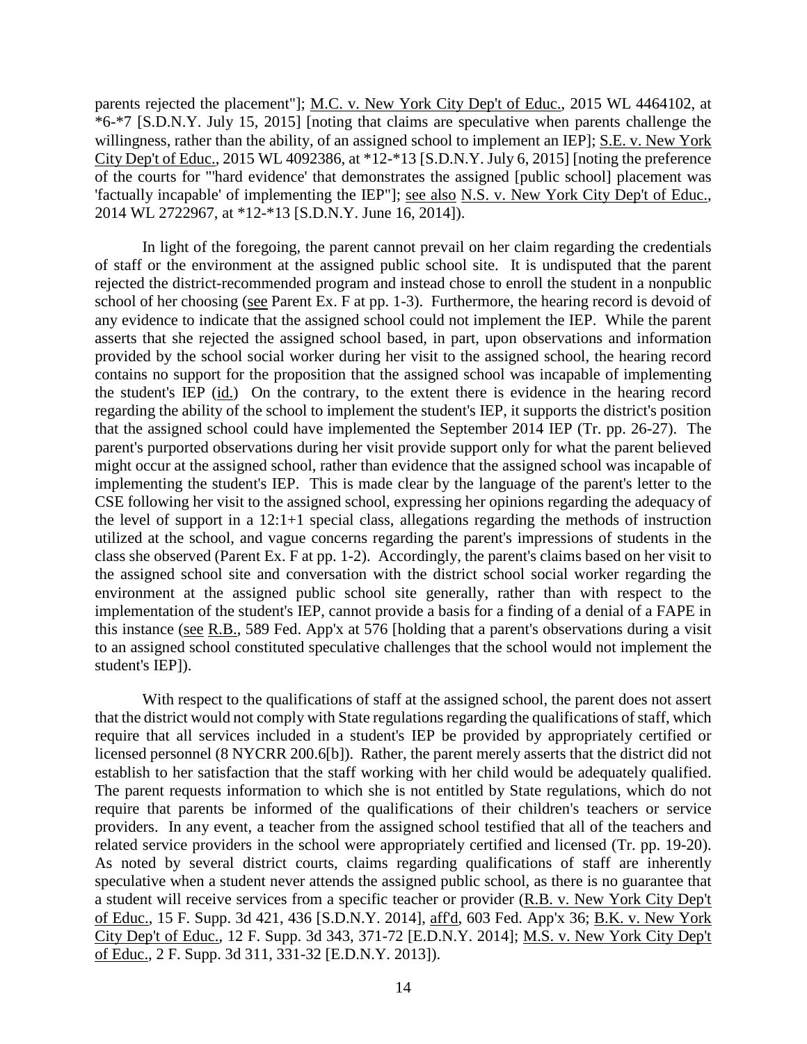parents rejected the placement"]; M.C. v. New York City Dep't of Educ., 2015 WL 4464102, at *6-*7 [S.D.N.Y. July 15, 2015] [noting that claims are speculative when parents challenge the willingness, rather than the ability, of an assigned school to implement an IEP]; S.E. v. New York City Dep't of Educ., 2015 WL 4092386, at *12-*13 [S.D.N.Y. July 6, 2015] [noting the preference of the courts for "'hard evidence' that demonstrates the assigned [public school] placement was 'factually incapable' of implementing the IEP"]; see also N.S. v. New York City Dep't of Educ., 2014 WL 2722967, at *12-*13 [S.D.N.Y. June 16, 2014]).

In light of the foregoing, the parent cannot prevail on her claim regarding the credentials of staff or the environment at the assigned public school site. It is undisputed that the parent rejected the district-recommended program and instead chose to enroll the student in a nonpublic school of her choosing (see Parent Ex. F at pp. 1-3). Furthermore, the hearing record is devoid of any evidence to indicate that the assigned school could not implement the IEP. While the parent asserts that she rejected the assigned school based, in part, upon observations and information provided by the school social worker during her visit to the assigned school, the hearing record contains no support for the proposition that the assigned school was incapable of implementing the student's IEP (id.) On the contrary, to the extent there is evidence in the hearing record regarding the ability of the school to implement the student's IEP, it supports the district's position that the assigned school could have implemented the September 2014 IEP (Tr. pp. 26-27). The parent's purported observations during her visit provide support only for what the parent believed might occur at the assigned school, rather than evidence that the assigned school was incapable of implementing the student's IEP. This is made clear by the language of the parent's letter to the CSE following her visit to the assigned school, expressing her opinions regarding the adequacy of the level of support in a 12:1+1 special class, allegations regarding the methods of instruction utilized at the school, and vague concerns regarding the parent's impressions of students in the class she observed (Parent Ex. F at pp. 1-2). Accordingly, the parent's claims based on her visit to the assigned school site and conversation with the district school social worker regarding the environment at the assigned public school site generally, rather than with respect to the implementation of the student's IEP, cannot provide a basis for a finding of a denial of a FAPE in this instance (see R.B., 589 Fed. App'x at 576 [holding that a parent's observations during a visit to an assigned school constituted speculative challenges that the school would not implement the student's IEP]).

With respect to the qualifications of staff at the assigned school, the parent does not assert that the district would not comply with State regulations regarding the qualifications of staff, which require that all services included in a student's IEP be provided by appropriately certified or licensed personnel (8 NYCRR 200.6[b]). Rather, the parent merely asserts that the district did not establish to her satisfaction that the staff working with her child would be adequately qualified. The parent requests information to which she is not entitled by State regulations, which do not require that parents be informed of the qualifications of their children's teachers or service providers. In any event, a teacher from the assigned school testified that all of the teachers and related service providers in the school were appropriately certified and licensed (Tr. pp. 19-20). As noted by several district courts, claims regarding qualifications of staff are inherently speculative when a student never attends the assigned public school, as there is no guarantee that a student will receive services from a specific teacher or provider (R.B. v. New York City Dep't of Educ., 15 F. Supp. 3d 421, 436 [S.D.N.Y. 2014], aff'd, 603 Fed. App'x 36; B.K. v. New York City Dep't of Educ., 12 F. Supp. 3d 343, 371-72 [E.D.N.Y. 2014]; M.S. v. New York City Dep't of Educ., 2 F. Supp. 3d 311, 331-32 [E.D.N.Y. 2013]).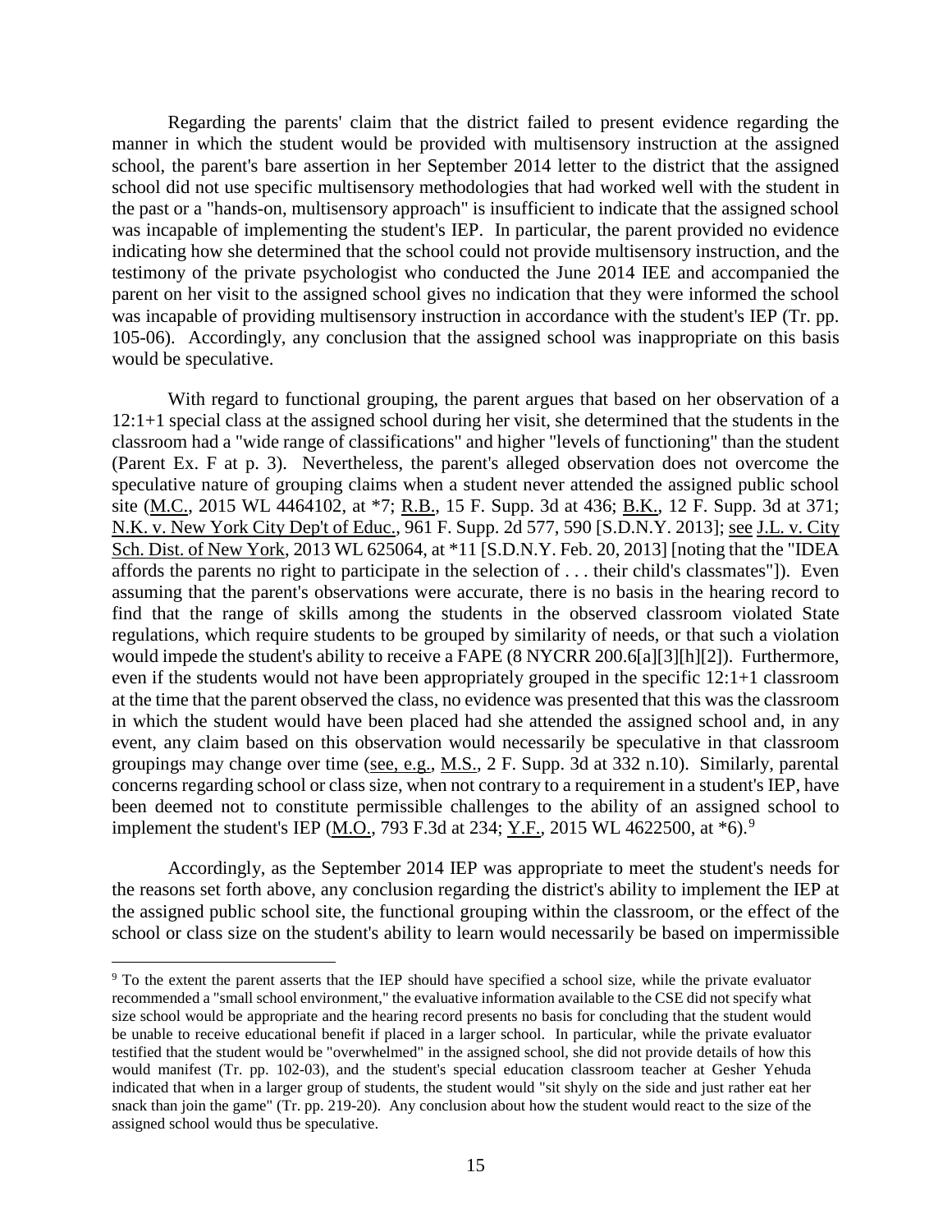Regarding the parents' claim that the district failed to present evidence regarding the manner in which the student would be provided with multisensory instruction at the assigned school, the parent's bare assertion in her September 2014 letter to the district that the assigned school did not use specific multisensory methodologies that had worked well with the student in the past or a "hands-on, multisensory approach" is insufficient to indicate that the assigned school was incapable of implementing the student's IEP. In particular, the parent provided no evidence indicating how she determined that the school could not provide multisensory instruction, and the testimony of the private psychologist who conducted the June 2014 IEE and accompanied the parent on her visit to the assigned school gives no indication that they were informed the school was incapable of providing multisensory instruction in accordance with the student's IEP (Tr. pp. 105-06). Accordingly, any conclusion that the assigned school was inappropriate on this basis would be speculative.

With regard to functional grouping, the parent argues that based on her observation of a 12:1+1 special class at the assigned school during her visit, she determined that the students in the classroom had a "wide range of classifications" and higher "levels of functioning" than the student (Parent Ex. F at p. 3). Nevertheless, the parent's alleged observation does not overcome the speculative nature of grouping claims when a student never attended the assigned public school site (M.C., 2015 WL 4464102, at *7; R.B., 15 F. Supp. 3d at 436; B.K., 12 F. Supp. 3d at 371; N.K. v. New York City Dep't of Educ., 961 F. Supp. 2d 577, 590 [S.D.N.Y. 2013]; see J.L. v. City Sch. Dist. of New York, 2013 WL 625064, at *11 [S.D.N.Y. Feb. 20, 2013] [noting that the "IDEA affords the parents no right to participate in the selection of . . . their child's classmates"]). Even assuming that the parent's observations were accurate, there is no basis in the hearing record to find that the range of skills among the students in the observed classroom violated State regulations, which require students to be grouped by similarity of needs, or that such a violation would impede the student's ability to receive a FAPE (8 NYCRR 200.6[a][3][h][2]). Furthermore, even if the students would not have been appropriately grouped in the specific 12:1+1 classroom at the time that the parent observed the class, no evidence was presented that this was the classroom in which the student would have been placed had she attended the assigned school and, in any event, any claim based on this observation would necessarily be speculative in that classroom groupings may change over time (see, e.g., M.S., 2 F. Supp. 3d at 332 n.10). Similarly, parental concerns regarding school or class size, when not contrary to a requirement in a student's IEP, have been deemed not to constitute permissible challenges to the ability of an assigned school to implement the student's IEP (M.O., 793 F.3d at 234; Y.F., 2015 WL 4622500, at *6).[9]

Accordingly, as the September 2014 IEP was appropriate to meet the student's needs for the reasons set forth above, any conclusion regarding the district's ability to implement the IEP at the assigned public school site, the functional grouping within the classroom, or the effect of the school or class size on the student's ability to learn would necessarily be based on impermissible

[9] To the extent the parent asserts that the IEP should have specified a school size, while the private evaluator recommended a "small school environment," the evaluative information available to the CSE did not specify what size school would be appropriate and the hearing record presents no basis for concluding that the student would be unable to receive educational benefit if placed in a larger school. In particular, while the private evaluator testified that the student would be "overwhelmed" in the assigned school, she did not provide details of how this would manifest (Tr. pp. 102-03), and the student's special education classroom teacher at Gesher Yehuda indicated that when in a larger group of students, the student would "sit shyly on the side and just rather eat her snack than join the game" (Tr. pp. 219-20). Any conclusion about how the student would react to the size of the assigned school would thus be speculative.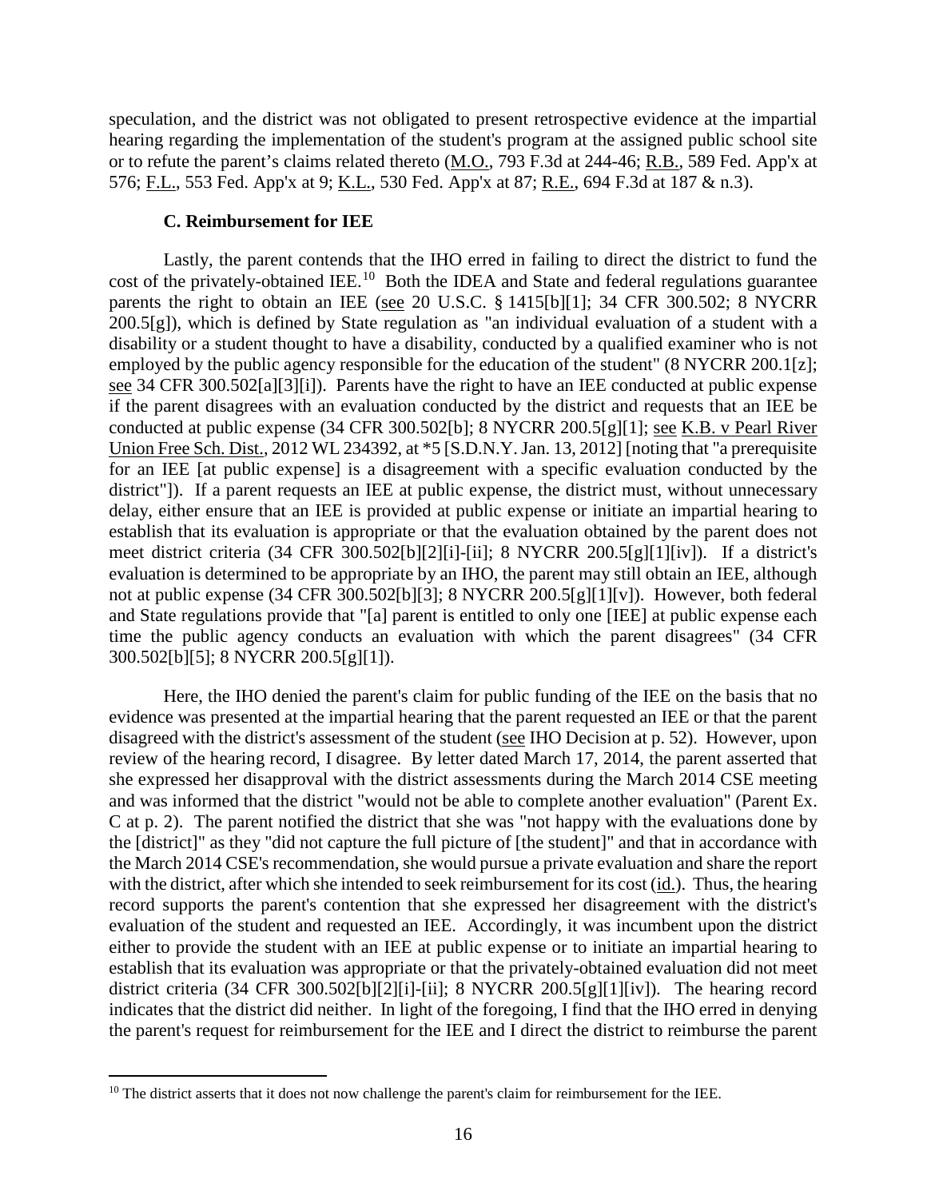speculation, and the district was not obligated to present retrospective evidence at the impartial hearing regarding the implementation of the student's program at the assigned public school site or to refute the parent's claims related thereto (M.O., 793 F.3d at 244-46; R.B., 589 Fed. App'x at 576; F.L., 553 Fed. App'x at 9; K.L., 530 Fed. App'x at 87; R.E., 694 F.3d at 187 & n.3).

### C. Reimbursement for IEE

Lastly, the parent contends that the IHO erred in failing to direct the district to fund the cost of the privately-obtained IEE.[10] Both the IDEA and State and federal regulations guarantee parents the right to obtain an IEE (see 20 U.S.C. § 1415[b][1]; 34 CFR 300.502; 8 NYCRR 200.5[g]), which is defined by State regulation as "an individual evaluation of a student with a disability or a student thought to have a disability, conducted by a qualified examiner who is not employed by the public agency responsible for the education of the student" (8 NYCRR 200.1[z]; see 34 CFR 300.502[a][3][i]). Parents have the right to have an IEE conducted at public expense if the parent disagrees with an evaluation conducted by the district and requests that an IEE be conducted at public expense (34 CFR 300.502[b]; 8 NYCRR 200.5[g][1]; see K.B. v Pearl River Union Free Sch. Dist., 2012 WL 234392, at *5 [S.D.N.Y. Jan. 13, 2012] [noting that "a prerequisite for an IEE [at public expense] is a disagreement with a specific evaluation conducted by the district"]). If a parent requests an IEE at public expense, the district must, without unnecessary delay, either ensure that an IEE is provided at public expense or initiate an impartial hearing to establish that its evaluation is appropriate or that the evaluation obtained by the parent does not meet district criteria (34 CFR 300.502[b][2][i]-[ii]; 8 NYCRR 200.5[g][1][iv]). If a district's evaluation is determined to be appropriate by an IHO, the parent may still obtain an IEE, although not at public expense (34 CFR 300.502[b][3]; 8 NYCRR 200.5[g][1][v]). However, both federal and State regulations provide that "[a] parent is entitled to only one [IEE] at public expense each time the public agency conducts an evaluation with which the parent disagrees" (34 CFR 300.502[b][5]; 8 NYCRR 200.5[g][1]).

Here, the IHO denied the parent's claim for public funding of the IEE on the basis that no evidence was presented at the impartial hearing that the parent requested an IEE or that the parent disagreed with the district's assessment of the student (see IHO Decision at p. 52). However, upon review of the hearing record, I disagree. By letter dated March 17, 2014, the parent asserted that she expressed her disapproval with the district assessments during the March 2014 CSE meeting and was informed that the district "would not be able to complete another evaluation" (Parent Ex. C at p. 2). The parent notified the district that she was "not happy with the evaluations done by the [district]" as they "did not capture the full picture of [the student]" and that in accordance with the March 2014 CSE's recommendation, she would pursue a private evaluation and share the report with the district, after which she intended to seek reimbursement for its cost (id.). Thus, the hearing record supports the parent's contention that she expressed her disagreement with the district's evaluation of the student and requested an IEE. Accordingly, it was incumbent upon the district either to provide the student with an IEE at public expense or to initiate an impartial hearing to establish that its evaluation was appropriate or that the privately-obtained evaluation did not meet district criteria (34 CFR 300.502[b][2][i]-[ii]; 8 NYCRR 200.5[g][1][iv]). The hearing record indicates that the district did neither. In light of the foregoing, I find that the IHO erred in denying the parent's request for reimbursement for the IEE and I direct the district to reimburse the parent

[10] The district asserts that it does not now challenge the parent's claim for reimbursement for the IEE.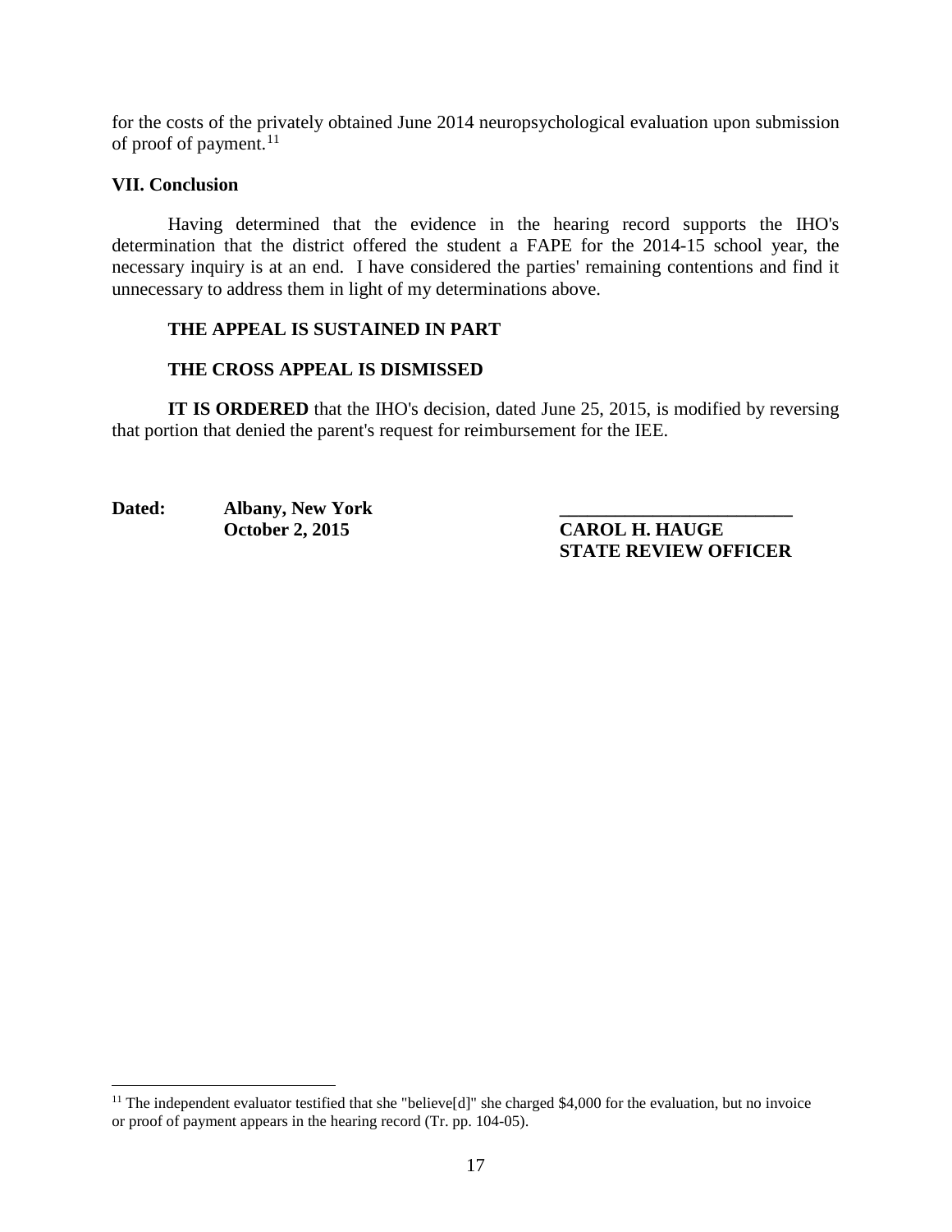for the costs of the privately obtained June 2014 neuropsychological evaluation upon submission of proof of payment.[11]

**VII. Conclusion**

Having determined that the evidence in the hearing record supports the IHO's determination that the district offered the student a FAPE for the 2014-15 school year, the necessary inquiry is at an end. I have considered the parties' remaining contentions and find it unnecessary to address them in light of my determinations above.

**THE APPEAL IS SUSTAINED IN PART**

**THE CROSS APPEAL IS DISMISSED**

**IT IS ORDERED** that the IHO's decision, dated June 25, 2015, is modified by reversing that portion that denied the parent's request for reimbursement for the IEE.

**Dated: Albany, New York**
**October 2, 2015**

_________________________
**CAROL H. HAUGE**
**STATE REVIEW OFFICER**

---

[11] The independent evaluator testified that she "believe[d]" she charged $4,000 for the evaluation, but no invoice or proof of payment appears in the hearing record (Tr. pp. 104-05).